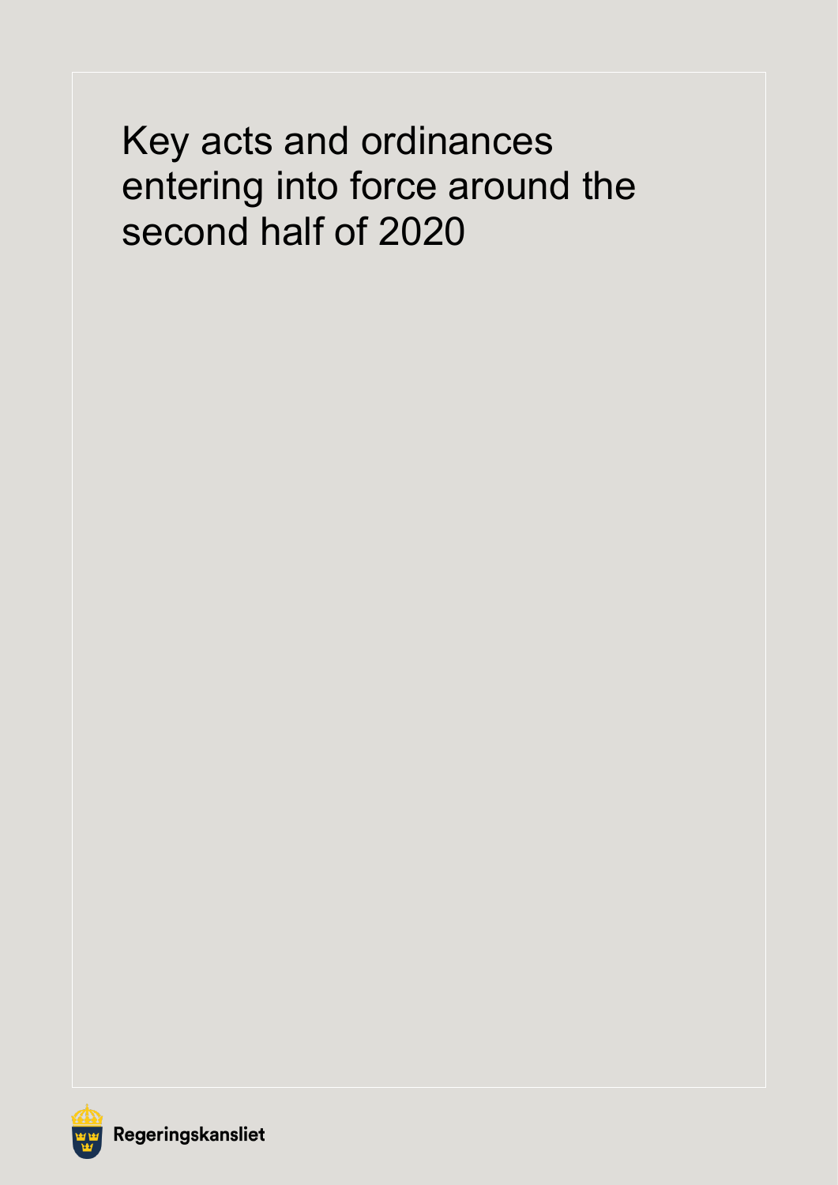# Key acts and ordinances entering into force around the second half of 2020

Regeringskansliet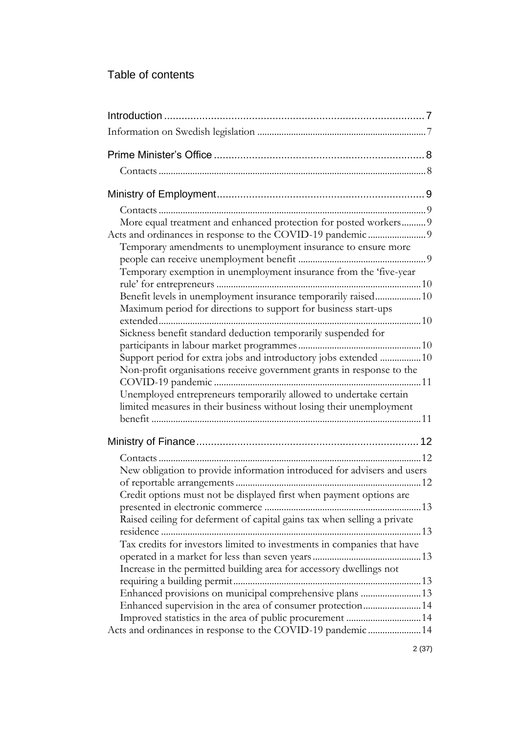# Table of contents

| | |
|---|---|
| Introduction | 7 |
| Information on Swedish legislation | 7 |
| Prime Minister's Office | 8 |
| Contacts | 8 |
| Ministry of Employment | 9 |
| Contacts | 9 |
| More equal treatment and enhanced protection for posted workers | 9 |
| Acts and ordinances in response to the COVID-19 pandemic | 9 |
| Temporary amendments to unemployment insurance to ensure more people can receive unemployment benefit | 9 |
| Temporary exemption in unemployment insurance from the 'five-year rule' for entrepreneurs | 10 |
| Benefit levels in unemployment insurance temporarily raised | 10 |
| Maximum period for directions to support for business start-ups extended | 10 |
| Sickness benefit standard deduction temporarily suspended for participants in labour market programmes | 10 |
| Support period for extra jobs and introductory jobs extended | 10 |
| Non-profit organisations receive government grants in response to the COVID-19 pandemic | 11 |
| Unemployed entrepreneurs temporarily allowed to undertake certain limited measures in their business without losing their unemployment benefit | 11 |
| Ministry of Finance | 12 |
| Contacts | 12 |
| New obligation to provide information introduced for advisers and users of reportable arrangements | 12 |
| Credit options must not be displayed first when payment options are presented in electronic commerce | 13 |
| Raised ceiling for deferment of capital gains tax when selling a private residence | 13 |
| Tax credits for investors limited to investments in companies that have operated in a market for less than seven years | 13 |
| Increase in the permitted building area for accessory dwellings not requiring a building permit | 13 |
| Enhanced provisions on municipal comprehensive plans | 13 |
| Enhanced supervision in the area of consumer protection | 14 |
| Improved statistics in the area of public procurement | 14 |
| Acts and ordinances in response to the COVID-19 pandemic | 14 |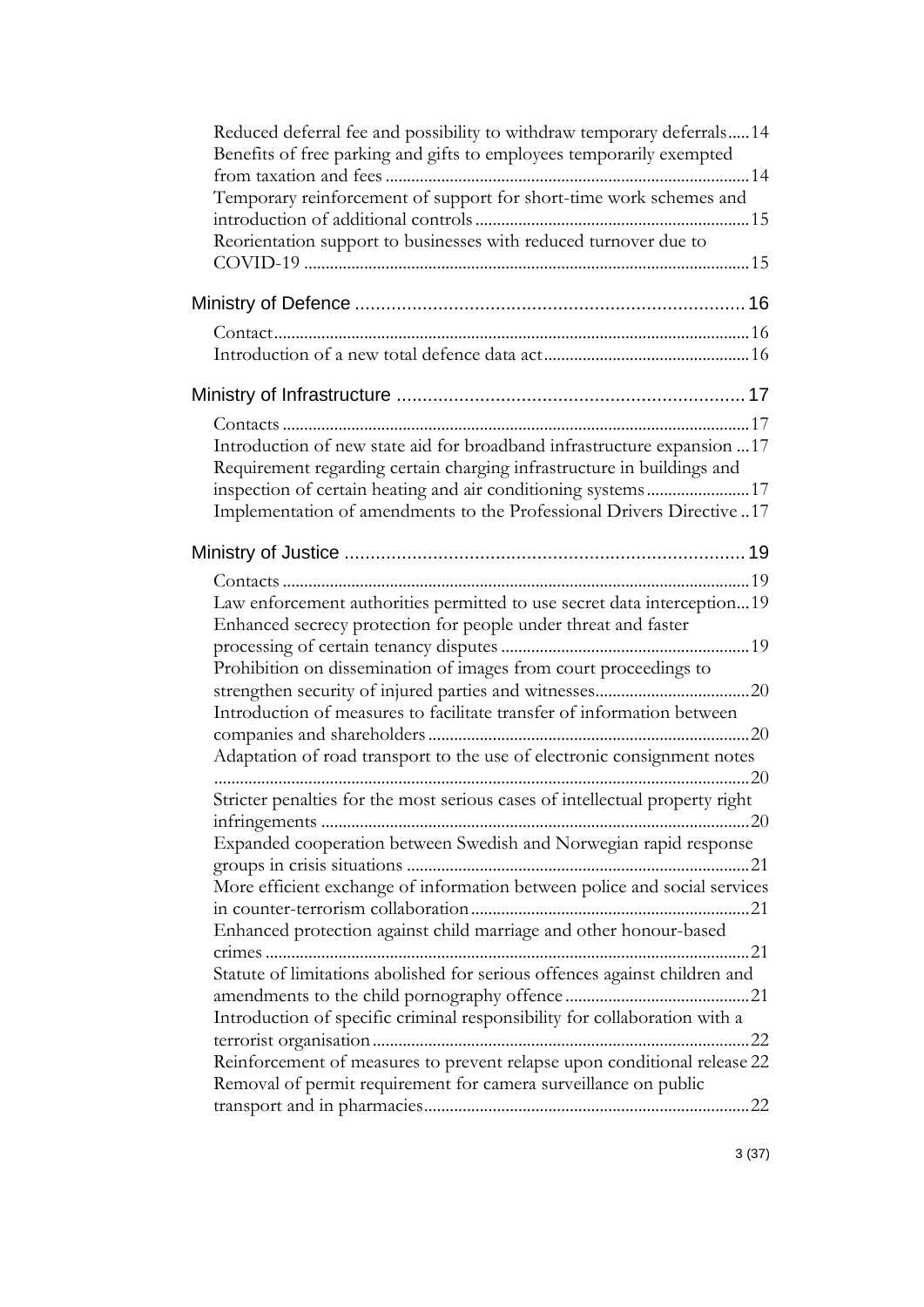Reduced deferral fee and possibility to withdraw temporary deferrals ..... 14

Benefits of free parking and gifts to employees temporarily exempted from taxation and fees ..... 14

Temporary reinforcement of support for short-time work schemes and introduction of additional controls ..... 15

Reorientation support to businesses with reduced turnover due to COVID-19 ..... 15

Ministry of Defence ..... 16

Contact ..... 16

Introduction of a new total defence data act ..... 16

Ministry of Infrastructure ..... 17

Contacts ..... 17

Introduction of new state aid for broadband infrastructure expansion ... 17

Requirement regarding certain charging infrastructure in buildings and inspection of certain heating and air conditioning systems ..... 17

Implementation of amendments to the Professional Drivers Directive .. 17

Ministry of Justice ..... 19

Contacts ..... 19

Law enforcement authorities permitted to use secret data interception ... 19

Enhanced secrecy protection for people under threat and faster processing of certain tenancy disputes ..... 19

Prohibition on dissemination of images from court proceedings to strengthen security of injured parties and witnesses ..... 20

Introduction of measures to facilitate transfer of information between companies and shareholders ..... 20

Adaptation of road transport to the use of electronic consignment notes ..... 20

Stricter penalties for the most serious cases of intellectual property right infringements ..... 20

Expanded cooperation between Swedish and Norwegian rapid response groups in crisis situations ..... 21

More efficient exchange of information between police and social services in counter-terrorism collaboration ..... 21

Enhanced protection against child marriage and other honour-based crimes ..... 21

Statute of limitations abolished for serious offences against children and amendments to the child pornography offence ..... 21

Introduction of specific criminal responsibility for collaboration with a terrorist organisation ..... 22

Reinforcement of measures to prevent relapse upon conditional release 22

Removal of permit requirement for camera surveillance on public transport and in pharmacies ..... 22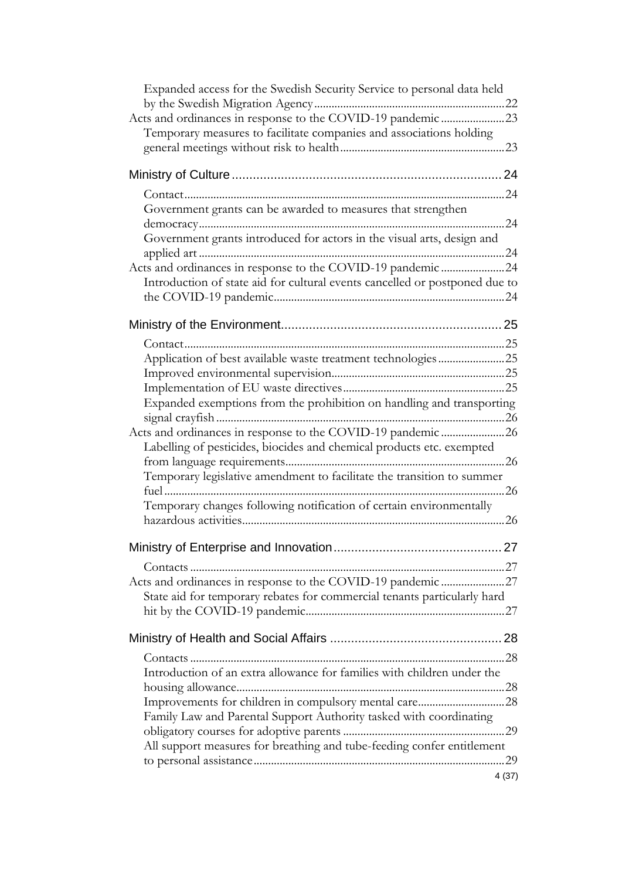Expanded access for the Swedish Security Service to personal data held by the Swedish Migration Agency ... 22

Acts and ordinances in response to the COVID-19 pandemic ... 23

Temporary measures to facilitate companies and associations holding general meetings without risk to health ... 23

Ministry of Culture ... 24

Contact ... 24

Government grants can be awarded to measures that strengthen democracy ... 24

Government grants introduced for actors in the visual arts, design and applied art ... 24

Acts and ordinances in response to the COVID-19 pandemic ... 24

Introduction of state aid for cultural events cancelled or postponed due to the COVID-19 pandemic ... 24

Ministry of the Environment ... 25

Contact ... 25

Application of best available waste treatment technologies ... 25

Improved environmental supervision ... 25

Implementation of EU waste directives ... 25

Expanded exemptions from the prohibition on handling and transporting signal crayfish ... 26

Acts and ordinances in response to the COVID-19 pandemic ... 26

Labelling of pesticides, biocides and chemical products etc. exempted from language requirements ... 26

Temporary legislative amendment to facilitate the transition to summer fuel ... 26

Temporary changes following notification of certain environmentally hazardous activities ... 26

Ministry of Enterprise and Innovation ... 27

Contacts ... 27

Acts and ordinances in response to the COVID-19 pandemic ... 27

State aid for temporary rebates for commercial tenants particularly hard hit by the COVID-19 pandemic ... 27

Ministry of Health and Social Affairs ... 28

Contacts ... 28

Introduction of an extra allowance for families with children under the housing allowance ... 28

Improvements for children in compulsory mental care ... 28

Family Law and Parental Support Authority tasked with coordinating obligatory courses for adoptive parents ... 29

All support measures for breathing and tube-feeding confer entitlement to personal assistance ... 29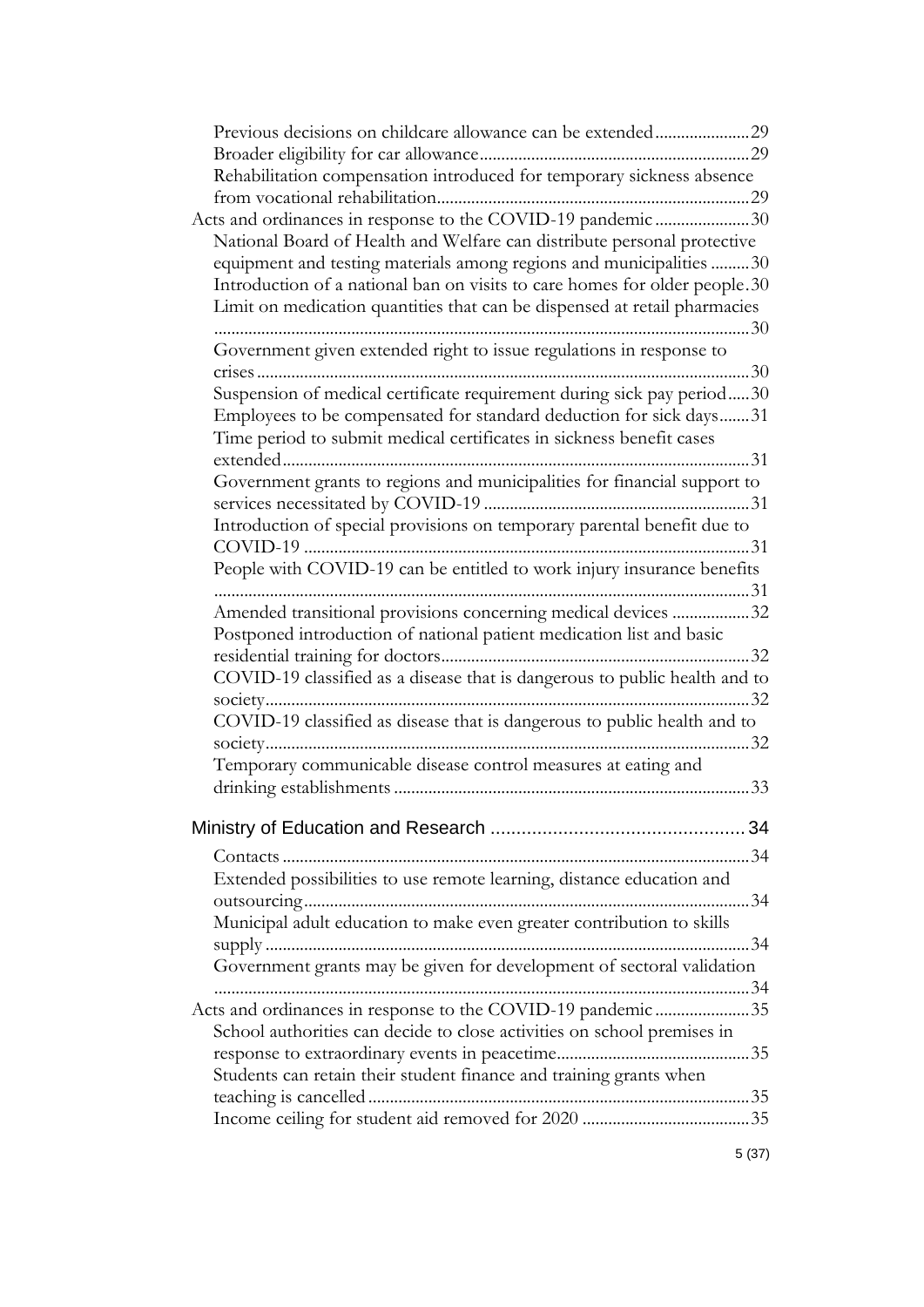Previous decisions on childcare allowance can be extended ..... 29
Broader eligibility for car allowance ..... 29
Rehabilitation compensation introduced for temporary sickness absence from vocational rehabilitation ..... 29

Acts and ordinances in response to the COVID-19 pandemic ..... 30
National Board of Health and Welfare can distribute personal protective equipment and testing materials among regions and municipalities ..... 30
Introduction of a national ban on visits to care homes for older people ..... 30
Limit on medication quantities that can be dispensed at retail pharmacies ..... 30
Government given extended right to issue regulations in response to crises ..... 30
Suspension of medical certificate requirement during sick pay period ..... 30
Employees to be compensated for standard deduction for sick days ..... 31
Time period to submit medical certificates in sickness benefit cases extended ..... 31
Government grants to regions and municipalities for financial support to services necessitated by COVID-19 ..... 31
Introduction of special provisions on temporary parental benefit due to COVID-19 ..... 31
People with COVID-19 can be entitled to work injury insurance benefits ..... 31
Amended transitional provisions concerning medical devices ..... 32
Postponed introduction of national patient medication list and basic residential training for doctors ..... 32
COVID-19 classified as a disease that is dangerous to public health and to society ..... 32
COVID-19 classified as disease that is dangerous to public health and to society ..... 32
Temporary communicable disease control measures at eating and drinking establishments ..... 33

Ministry of Education and Research ..... 34

Contacts ..... 34
Extended possibilities to use remote learning, distance education and outsourcing ..... 34
Municipal adult education to make even greater contribution to skills supply ..... 34
Government grants may be given for development of sectoral validation ..... 34

Acts and ordinances in response to the COVID-19 pandemic ..... 35
School authorities can decide to close activities on school premises in response to extraordinary events in peacetime ..... 35
Students can retain their student finance and training grants when teaching is cancelled ..... 35
Income ceiling for student aid removed for 2020 ..... 35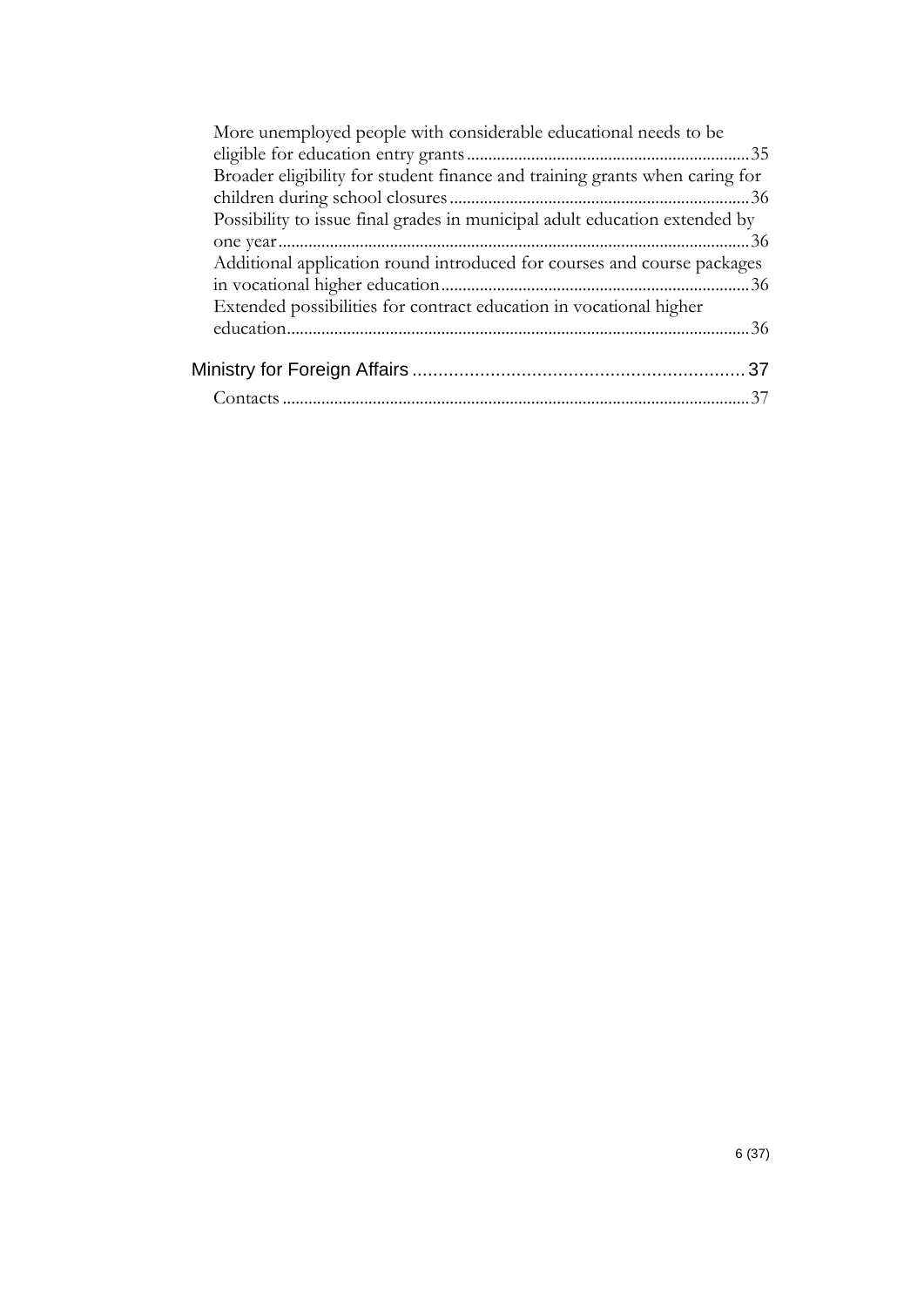More unemployed people with considerable educational needs to be eligible for education entry grants ........................................................ 35

Broader eligibility for student finance and training grants when caring for children during school closures ........................................................ 36

Possibility to issue final grades in municipal adult education extended by one year ........................................................ 36

Additional application round introduced for courses and course packages in vocational higher education ........................................................ 36

Extended possibilities for contract education in vocational higher education ........................................................ 36

Ministry for Foreign Affairs ........................................................ 37

Contacts ........................................................ 37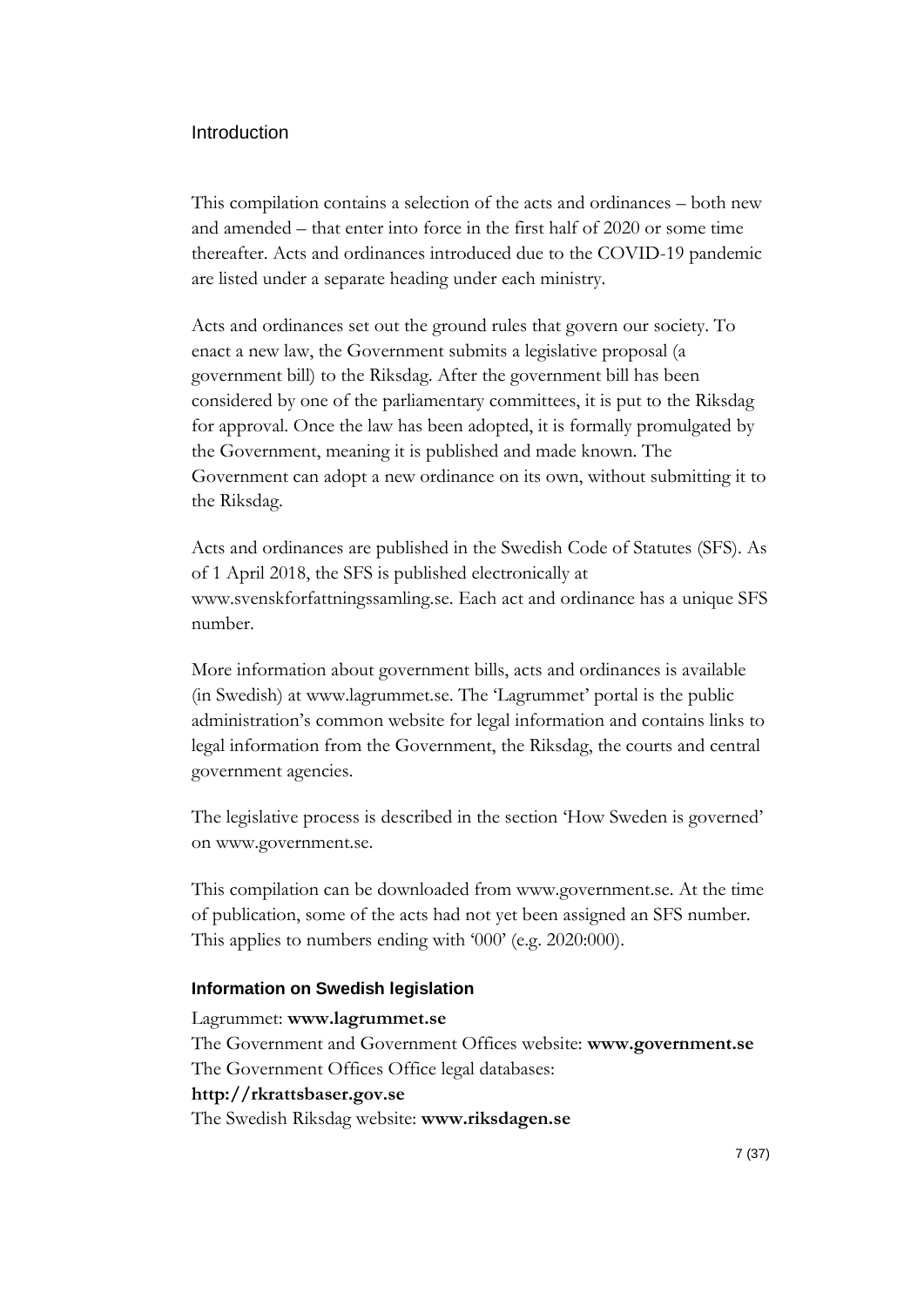# Introduction

This compilation contains a selection of the acts and ordinances – both new and amended – that enter into force in the first half of 2020 or some time thereafter. Acts and ordinances introduced due to the COVID-19 pandemic are listed under a separate heading under each ministry.

Acts and ordinances set out the ground rules that govern our society. To enact a new law, the Government submits a legislative proposal (a government bill) to the Riksdag. After the government bill has been considered by one of the parliamentary committees, it is put to the Riksdag for approval. Once the law has been adopted, it is formally promulgated by the Government, meaning it is published and made known. The Government can adopt a new ordinance on its own, without submitting it to the Riksdag.

Acts and ordinances are published in the Swedish Code of Statutes (SFS). As of 1 April 2018, the SFS is published electronically at www.svenskforfattningssamling.se. Each act and ordinance has a unique SFS number.

More information about government bills, acts and ordinances is available (in Swedish) at www.lagrummet.se. The 'Lagrummet' portal is the public administration's common website for legal information and contains links to legal information from the Government, the Riksdag, the courts and central government agencies.

The legislative process is described in the section 'How Sweden is governed' on www.government.se.

This compilation can be downloaded from www.government.se. At the time of publication, some of the acts had not yet been assigned an SFS number. This applies to numbers ending with '000' (e.g. 2020:000).

### Information on Swedish legislation

Lagrummet: **www.lagrummet.se**
The Government and Government Offices website: **www.government.se**
The Government Offices Office legal databases:
**http://rkrattsbaser.gov.se**
The Swedish Riksdag website: **www.riksdagen.se**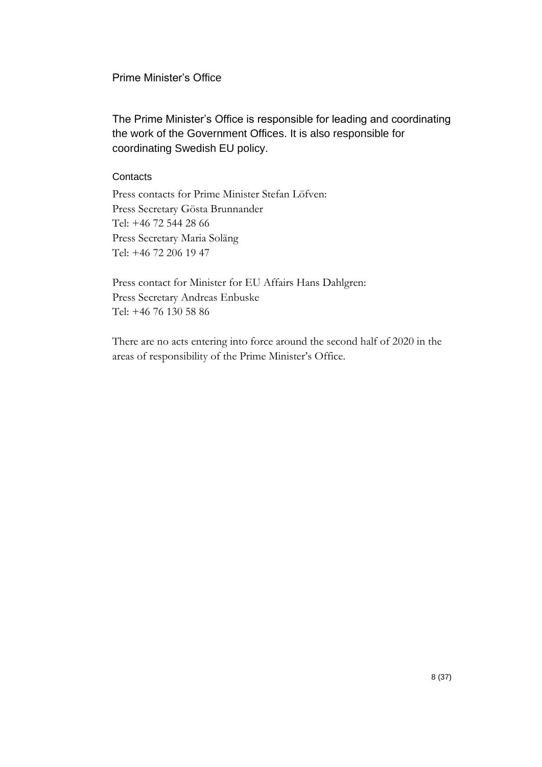# Prime Minister's Office

The Prime Minister's Office is responsible for leading and coordinating the work of the Government Offices. It is also responsible for coordinating Swedish EU policy.

### Contacts

Press contacts for Prime Minister Stefan Löfven:
Press Secretary Gösta Brunnander
Tel: +46 72 544 28 66
Press Secretary Maria Soläng
Tel: +46 72 206 19 47

Press contact for Minister for EU Affairs Hans Dahlgren:
Press Secretary Andreas Enbuske
Tel: +46 76 130 58 86

There are no acts entering into force around the second half of 2020 in the areas of responsibility of the Prime Minister's Office.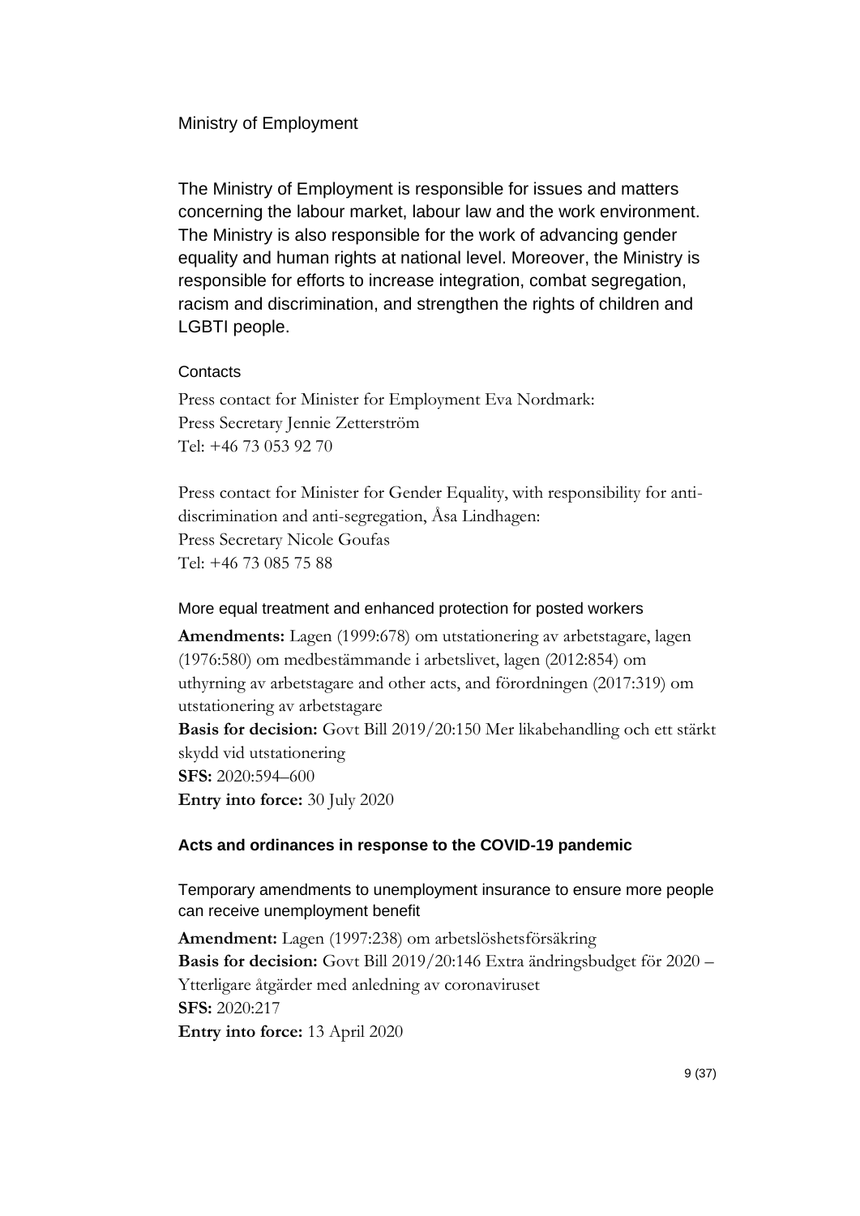## Ministry of Employment

The Ministry of Employment is responsible for issues and matters concerning the labour market, labour law and the work environment. The Ministry is also responsible for the work of advancing gender equality and human rights at national level. Moreover, the Ministry is responsible for efforts to increase integration, combat segregation, racism and discrimination, and strengthen the rights of children and LGBTI people.

#### Contacts

Press contact for Minister for Employment Eva Nordmark:
Press Secretary Jennie Zetterström
Tel: +46 73 053 92 70

Press contact for Minister for Gender Equality, with responsibility for anti-discrimination and anti-segregation, Åsa Lindhagen:
Press Secretary Nicole Goufas
Tel: +46 73 085 75 88

#### More equal treatment and enhanced protection for posted workers

**Amendments:** Lagen (1999:678) om utstationering av arbetstagare, lagen (1976:580) om medbestämmande i arbetslivet, lagen (2012:854) om uthyrning av arbetstagare and other acts, and förordningen (2017:319) om utstationering av arbetstagare
**Basis for decision:** Govt Bill 2019/20:150 Mer likabehandling och ett stärkt skydd vid utstationering
**SFS:** 2020:594–600
**Entry into force:** 30 July 2020

### Acts and ordinances in response to the COVID-19 pandemic

#### Temporary amendments to unemployment insurance to ensure more people can receive unemployment benefit

**Amendment:** Lagen (1997:238) om arbetslöshetsförsäkring
**Basis for decision:** Govt Bill 2019/20:146 Extra ändringsbudget för 2020 – Ytterligare åtgärder med anledning av coronaviruset
**SFS:** 2020:217
**Entry into force:** 13 April 2020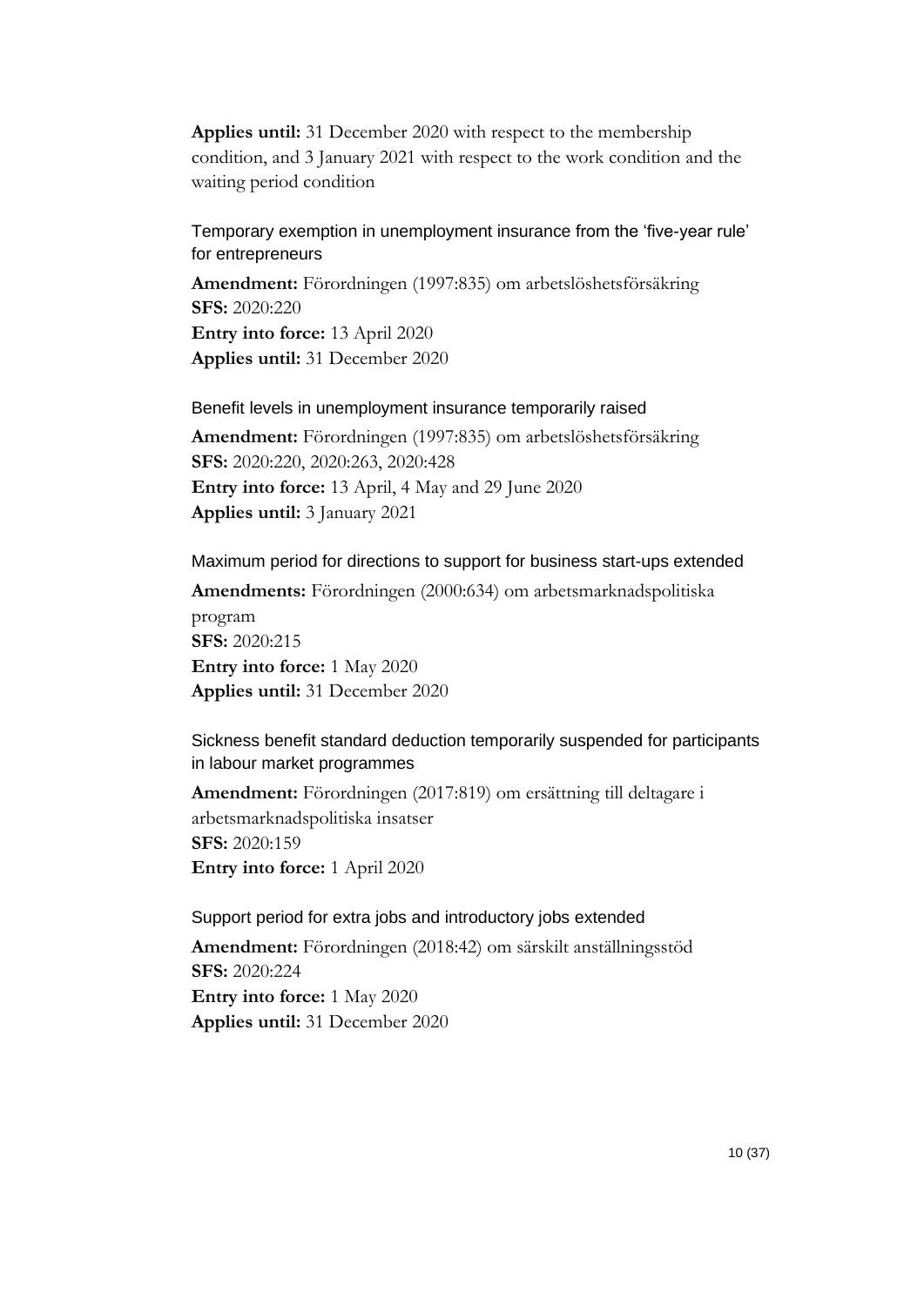**Applies until:** 31 December 2020 with respect to the membership condition, and 3 January 2021 with respect to the work condition and the waiting period condition

### Temporary exemption in unemployment insurance from the 'five-year rule' for entrepreneurs

**Amendment:** Förordningen (1997:835) om arbetslöshetsförsäkring
**SFS:** 2020:220
**Entry into force:** 13 April 2020
**Applies until:** 31 December 2020

### Benefit levels in unemployment insurance temporarily raised

**Amendment:** Förordningen (1997:835) om arbetslöshetsförsäkring
**SFS:** 2020:220, 2020:263, 2020:428
**Entry into force:** 13 April, 4 May and 29 June 2020
**Applies until:** 3 January 2021

### Maximum period for directions to support for business start-ups extended

**Amendments:** Förordningen (2000:634) om arbetsmarknadspolitiska program
**SFS:** 2020:215
**Entry into force:** 1 May 2020
**Applies until:** 31 December 2020

### Sickness benefit standard deduction temporarily suspended for participants in labour market programmes

**Amendment:** Förordningen (2017:819) om ersättning till deltagare i arbetsmarknadspolitiska insatser
**SFS:** 2020:159
**Entry into force:** 1 April 2020

### Support period for extra jobs and introductory jobs extended

**Amendment:** Förordningen (2018:42) om särskilt anställningsstöd
**SFS:** 2020:224
**Entry into force:** 1 May 2020
**Applies until:** 31 December 2020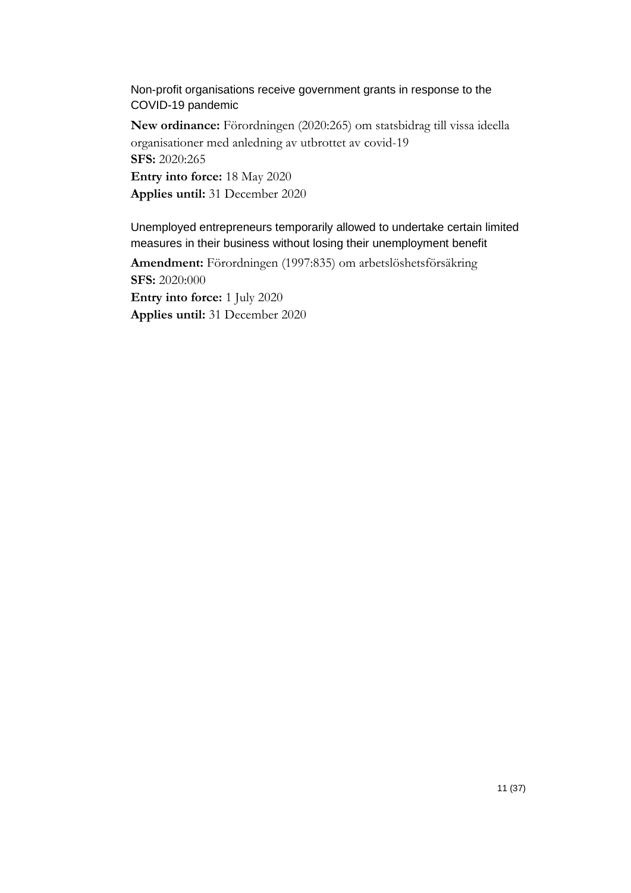### Non-profit organisations receive government grants in response to the COVID-19 pandemic

**New ordinance:** Förordningen (2020:265) om statsbidrag till vissa ideella organisationer med anledning av utbrottet av covid-19
**SFS:** 2020:265
**Entry into force:** 18 May 2020
**Applies until:** 31 December 2020

### Unemployed entrepreneurs temporarily allowed to undertake certain limited measures in their business without losing their unemployment benefit

**Amendment:** Förordningen (1997:835) om arbetslöshetsförsäkring
**SFS:** 2020:000
**Entry into force:** 1 July 2020
**Applies until:** 31 December 2020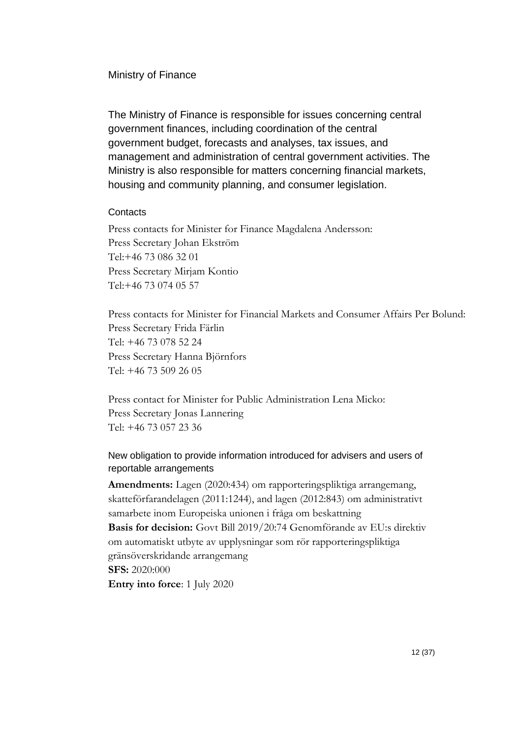## Ministry of Finance

The Ministry of Finance is responsible for issues concerning central government finances, including coordination of the central government budget, forecasts and analyses, tax issues, and management and administration of central government activities. The Ministry is also responsible for matters concerning financial markets, housing and community planning, and consumer legislation.

### Contacts

Press contacts for Minister for Finance Magdalena Andersson:
Press Secretary Johan Ekström
Tel:+46 73 086 32 01
Press Secretary Mirjam Kontio
Tel:+46 73 074 05 57

Press contacts for Minister for Financial Markets and Consumer Affairs Per Bolund:
Press Secretary Frida Färlin
Tel: +46 73 078 52 24
Press Secretary Hanna Björnfors
Tel: +46 73 509 26 05

Press contact for Minister for Public Administration Lena Micko:
Press Secretary Jonas Lannering
Tel: +46 73 057 23 36

### New obligation to provide information introduced for advisers and users of reportable arrangements

**Amendments:** Lagen (2020:434) om rapporteringspliktiga arrangemang, skatteförfarandelagen (2011:1244), and lagen (2012:843) om administrativt samarbete inom Europeiska unionen i fråga om beskattning
**Basis for decision:** Govt Bill 2019/20:74 Genomförande av EU:s direktiv om automatiskt utbyte av upplysningar som rör rapporteringspliktiga gränsöverskridande arrangemang
**SFS:** 2020:000
**Entry into force**: 1 July 2020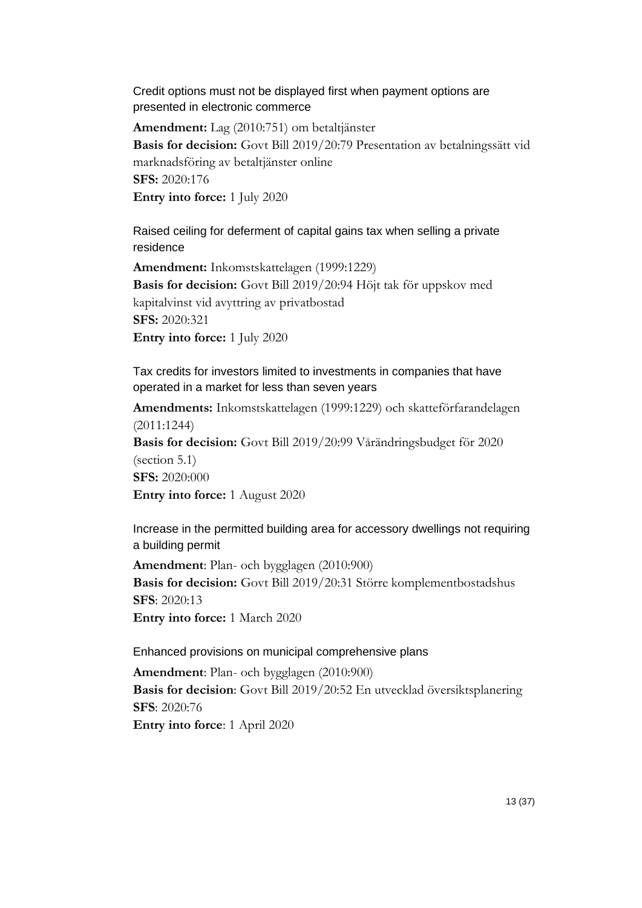### Credit options must not be displayed first when payment options are presented in electronic commerce

**Amendment:** Lag (2010:751) om betaltjänster
**Basis for decision:** Govt Bill 2019/20:79 Presentation av betalningssätt vid marknadsföring av betaltjänster online
**SFS:** 2020:176
**Entry into force:** 1 July 2020

### Raised ceiling for deferment of capital gains tax when selling a private residence

**Amendment:** Inkomstskattelagen (1999:1229)
**Basis for decision:** Govt Bill 2019/20:94 Höjt tak för uppskov med kapitalvinst vid avyttring av privatbostad
**SFS:** 2020:321
**Entry into force:** 1 July 2020

### Tax credits for investors limited to investments in companies that have operated in a market for less than seven years

**Amendments:** Inkomstskattelagen (1999:1229) och skatteförfarandelagen (2011:1244)
**Basis for decision:** Govt Bill 2019/20:99 Vårändringsbudget för 2020 (section 5.1)
**SFS:** 2020:000
**Entry into force:** 1 August 2020

### Increase in the permitted building area for accessory dwellings not requiring a building permit

**Amendment**: Plan- och bygglagen (2010:900)
**Basis for decision:** Govt Bill 2019/20:31 Större komplementbostadshus
**SFS**: 2020:13
**Entry into force:** 1 March 2020

### Enhanced provisions on municipal comprehensive plans

**Amendment**: Plan- och bygglagen (2010:900)
**Basis for decision**: Govt Bill 2019/20:52 En utvecklad översiktsplanering
**SFS**: 2020:76
**Entry into force**: 1 April 2020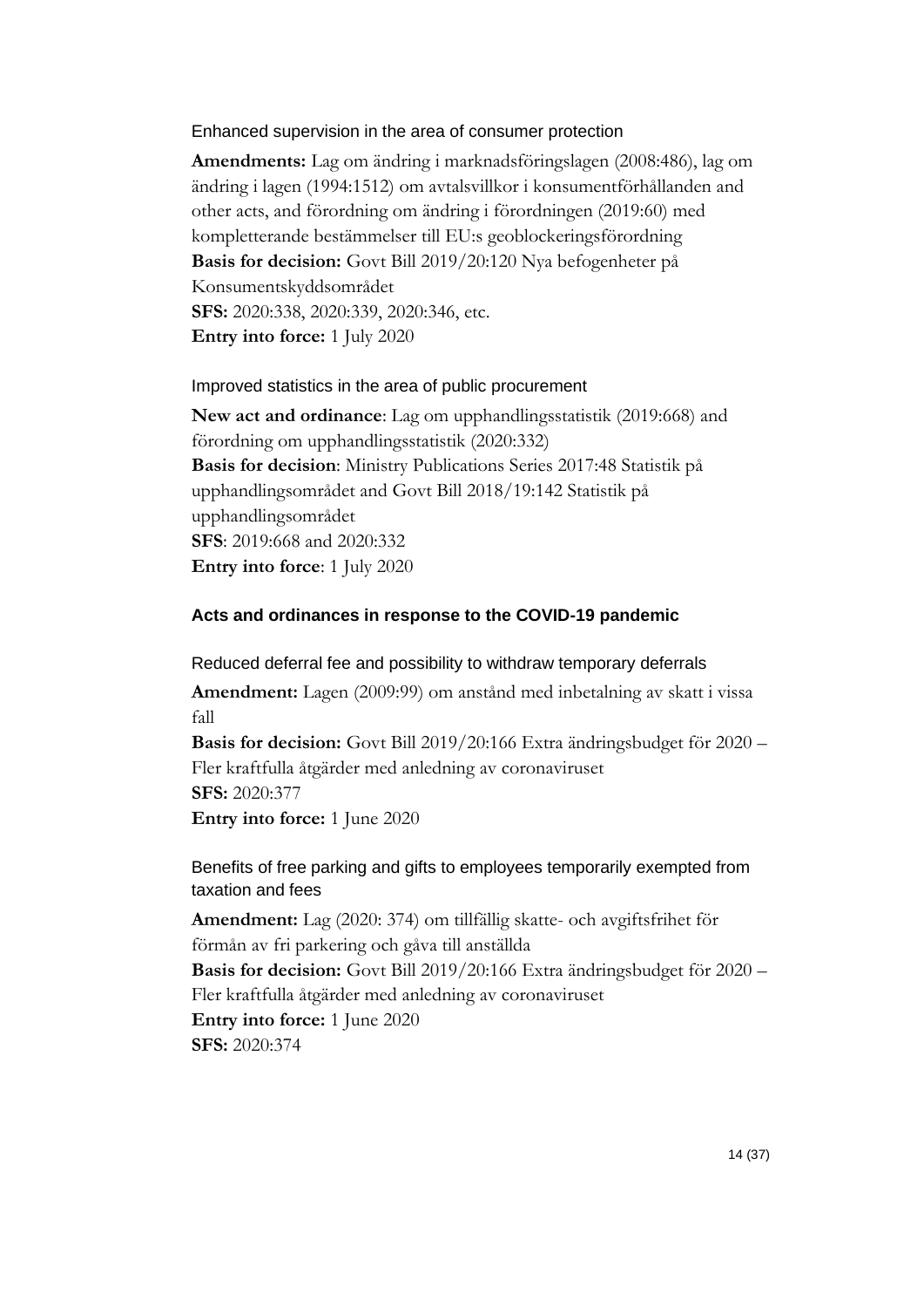### Enhanced supervision in the area of consumer protection

**Amendments:** Lag om ändring i marknadsföringslagen (2008:486), lag om ändring i lagen (1994:1512) om avtalsvillkor i konsumentförhållanden and other acts, and förordning om ändring i förordningen (2019:60) med kompletterande bestämmelser till EU:s geoblockeringsförordning
**Basis for decision:** Govt Bill 2019/20:120 Nya befogenheter på Konsumentskyddsområdet
**SFS:** 2020:338, 2020:339, 2020:346, etc.
**Entry into force:** 1 July 2020

### Improved statistics in the area of public procurement

**New act and ordinance**: Lag om upphandlingsstatistik (2019:668) and förordning om upphandlingsstatistik (2020:332)
**Basis for decision**: Ministry Publications Series 2017:48 Statistik på upphandlingsområdet and Govt Bill 2018/19:142 Statistik på upphandlingsområdet
**SFS**: 2019:668 and 2020:332
**Entry into force**: 1 July 2020

## Acts and ordinances in response to the COVID-19 pandemic

### Reduced deferral fee and possibility to withdraw temporary deferrals

**Amendment:** Lagen (2009:99) om anstånd med inbetalning av skatt i vissa fall
**Basis for decision:** Govt Bill 2019/20:166 Extra ändringsbudget för 2020 – Fler kraftfulla åtgärder med anledning av coronaviruset
**SFS:** 2020:377
**Entry into force:** 1 June 2020

### Benefits of free parking and gifts to employees temporarily exempted from taxation and fees

**Amendment:** Lag (2020: 374) om tillfällig skatte- och avgiftsfrihet för förmån av fri parkering och gåva till anställda
**Basis for decision:** Govt Bill 2019/20:166 Extra ändringsbudget för 2020 – Fler kraftfulla åtgärder med anledning av coronaviruset
**Entry into force:** 1 June 2020
**SFS:** 2020:374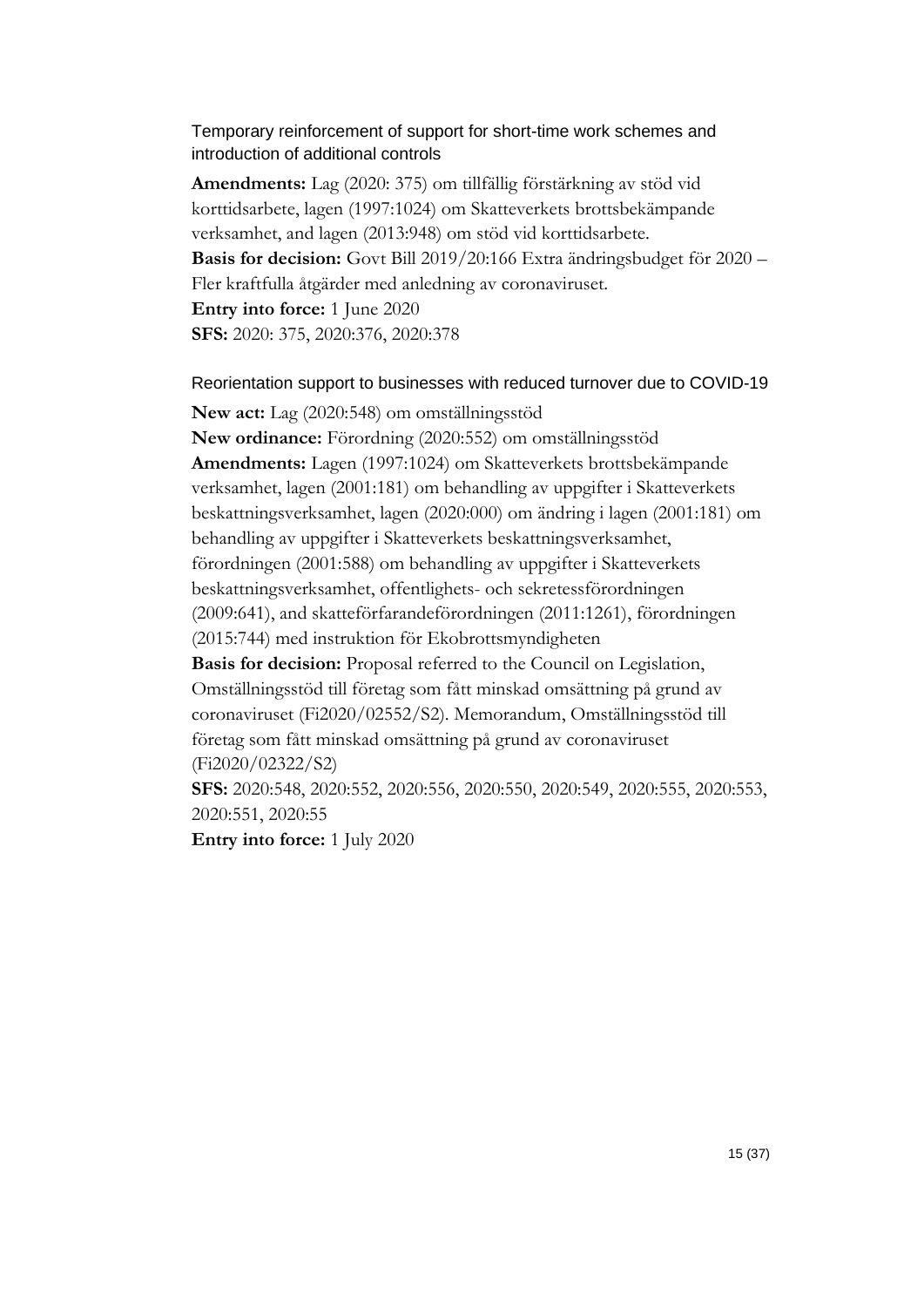### Temporary reinforcement of support for short-time work schemes and introduction of additional controls

**Amendments:** Lag (2020: 375) om tillfällig förstärkning av stöd vid korttidsarbete, lagen (1997:1024) om Skatteverkets brottsbekämpande verksamhet, and lagen (2013:948) om stöd vid korttidsarbete.
**Basis for decision:** Govt Bill 2019/20:166 Extra ändringsbudget för 2020 – Fler kraftfulla åtgärder med anledning av coronaviruset.
**Entry into force:** 1 June 2020
**SFS:** 2020: 375, 2020:376, 2020:378

### Reorientation support to businesses with reduced turnover due to COVID-19

**New act:** Lag (2020:548) om omställningsstöd
**New ordinance:** Förordning (2020:552) om omställningsstöd
**Amendments:** Lagen (1997:1024) om Skatteverkets brottsbekämpande verksamhet, lagen (2001:181) om behandling av uppgifter i Skatteverkets beskattningsverksamhet, lagen (2020:000) om ändring i lagen (2001:181) om behandling av uppgifter i Skatteverkets beskattningsverksamhet, förordningen (2001:588) om behandling av uppgifter i Skatteverkets beskattningsverksamhet, offentlighets- och sekretessförordningen (2009:641), and skatteförfarandeförordningen (2011:1261), förordningen (2015:744) med instruktion för Ekobrottsmyndigheten
**Basis for decision:** Proposal referred to the Council on Legislation, Omställningsstöd till företag som fått minskad omsättning på grund av coronaviruset (Fi2020/02552/S2). Memorandum, Omställningsstöd till företag som fått minskad omsättning på grund av coronaviruset (Fi2020/02322/S2)
**SFS:** 2020:548, 2020:552, 2020:556, 2020:550, 2020:549, 2020:555, 2020:553, 2020:551, 2020:55
**Entry into force:** 1 July 2020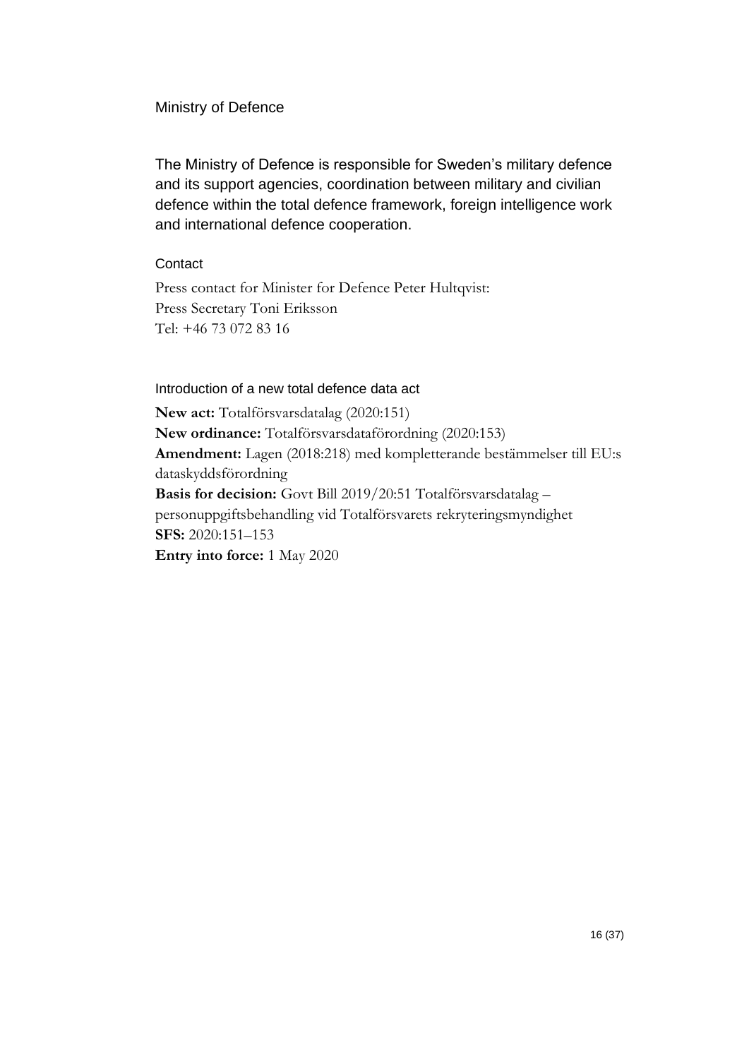## Ministry of Defence

The Ministry of Defence is responsible for Sweden's military defence and its support agencies, coordination between military and civilian defence within the total defence framework, foreign intelligence work and international defence cooperation.

### Contact

Press contact for Minister for Defence Peter Hultqvist:
Press Secretary Toni Eriksson
Tel: +46 73 072 83 16

### Introduction of a new total defence data act

**New act:** Totalförsvarsdatalag (2020:151)
**New ordinance:** Totalförsvarsdataförordning (2020:153)
**Amendment:** Lagen (2018:218) med kompletterande bestämmelser till EU:s dataskyddsförordning
**Basis for decision:** Govt Bill 2019/20:51 Totalförsvarsdatalag – personuppgiftsbehandling vid Totalförsvarets rekryteringsmyndighet
**SFS:** 2020:151–153
**Entry into force:** 1 May 2020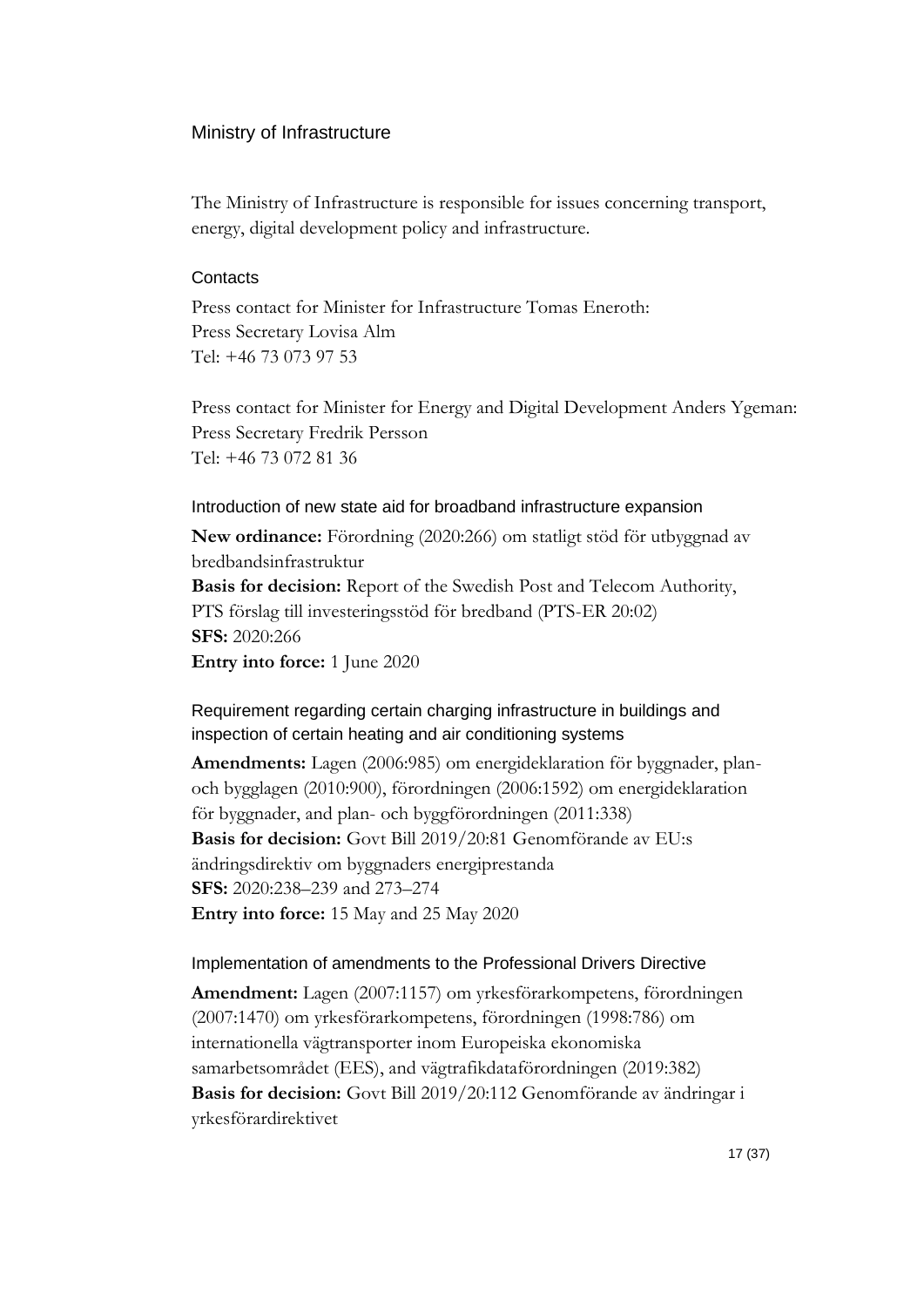## Ministry of Infrastructure

The Ministry of Infrastructure is responsible for issues concerning transport, energy, digital development policy and infrastructure.

### Contacts

Press contact for Minister for Infrastructure Tomas Eneroth:
Press Secretary Lovisa Alm
Tel: +46 73 073 97 53

Press contact for Minister for Energy and Digital Development Anders Ygeman:
Press Secretary Fredrik Persson
Tel: +46 73 072 81 36

### Introduction of new state aid for broadband infrastructure expansion

**New ordinance:** Förordning (2020:266) om statligt stöd för utbyggnad av bredbandsinfrastruktur
**Basis for decision:** Report of the Swedish Post and Telecom Authority, PTS förslag till investeringsstöd för bredband (PTS-ER 20:02)
**SFS:** 2020:266
**Entry into force:** 1 June 2020

### Requirement regarding certain charging infrastructure in buildings and inspection of certain heating and air conditioning systems

**Amendments:** Lagen (2006:985) om energideklaration för byggnader, plan- och bygglagen (2010:900), förordningen (2006:1592) om energideklaration för byggnader, and plan- och byggförordningen (2011:338)
**Basis for decision:** Govt Bill 2019/20:81 Genomförande av EU:s ändringsdirektiv om byggnaders energiprestanda
**SFS:** 2020:238–239 and 273–274
**Entry into force:** 15 May and 25 May 2020

### Implementation of amendments to the Professional Drivers Directive

**Amendment:** Lagen (2007:1157) om yrkesförarkompetens, förordningen (2007:1470) om yrkesförarkompetens, förordningen (1998:786) om internationella vägtransporter inom Europeiska ekonomiska samarbetsområdet (EES), and vägtrafikdataförordningen (2019:382)
**Basis for decision:** Govt Bill 2019/20:112 Genomförande av ändringar i yrkesförardirektivet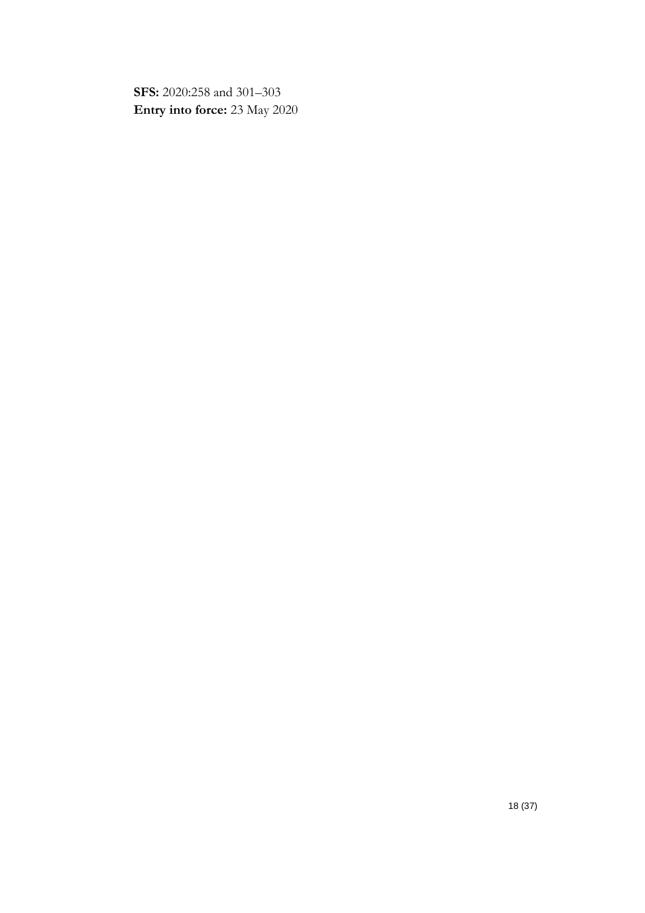**SFS:** 2020:258 and 301–303
**Entry into force:** 23 May 2020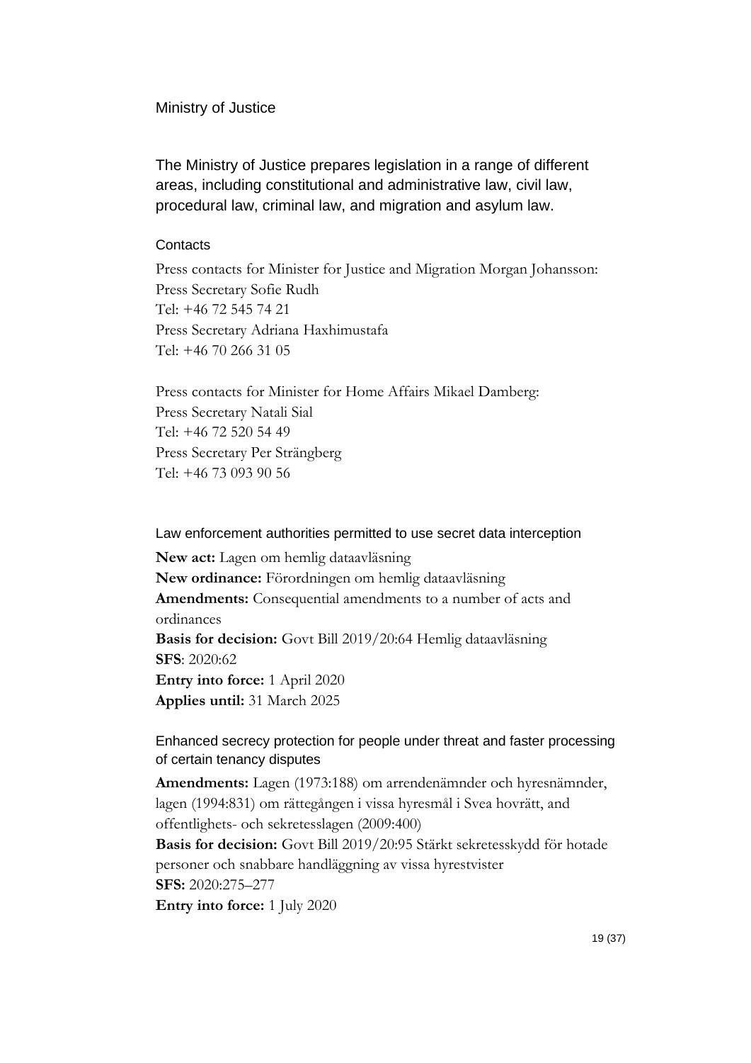## Ministry of Justice

The Ministry of Justice prepares legislation in a range of different areas, including constitutional and administrative law, civil law, procedural law, criminal law, and migration and asylum law.

### Contacts

Press contacts for Minister for Justice and Migration Morgan Johansson:
Press Secretary Sofie Rudh
Tel: +46 72 545 74 21
Press Secretary Adriana Haxhimustafa
Tel: +46 70 266 31 05

Press contacts for Minister for Home Affairs Mikael Damberg:
Press Secretary Natali Sial
Tel: +46 72 520 54 49
Press Secretary Per Strängberg
Tel: +46 73 093 90 56

### Law enforcement authorities permitted to use secret data interception

**New act:** Lagen om hemlig dataavläsning
**New ordinance:** Förordningen om hemlig dataavläsning
**Amendments:** Consequential amendments to a number of acts and ordinances
**Basis for decision:** Govt Bill 2019/20:64 Hemlig dataavläsning
**SFS**: 2020:62
**Entry into force:** 1 April 2020
**Applies until:** 31 March 2025

### Enhanced secrecy protection for people under threat and faster processing of certain tenancy disputes

**Amendments:** Lagen (1973:188) om arrendenämnder och hyresnämnder, lagen (1994:831) om rättegången i vissa hyresmål i Svea hovrätt, and offentlighets- och sekretesslagen (2009:400)
**Basis for decision:** Govt Bill 2019/20:95 Stärkt sekretesskydd för hotade personer och snabbare handläggning av vissa hyrestvister
**SFS:** 2020:275–277
**Entry into force:** 1 July 2020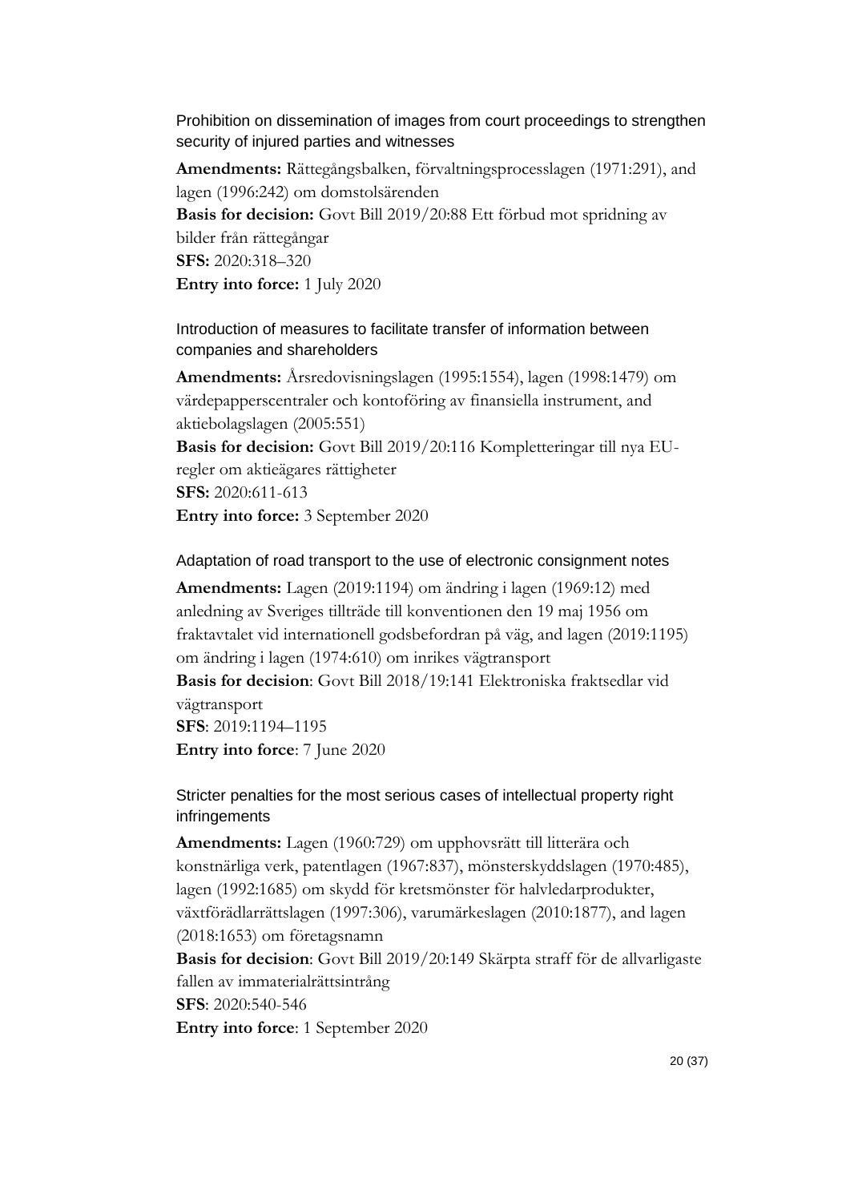### Prohibition on dissemination of images from court proceedings to strengthen security of injured parties and witnesses

**Amendments:** Rättegångsbalken, förvaltningsprocesslagen (1971:291), and lagen (1996:242) om domstolsärenden
**Basis for decision:** Govt Bill 2019/20:88 Ett förbud mot spridning av bilder från rättegångar
**SFS:** 2020:318–320
**Entry into force:** 1 July 2020

### Introduction of measures to facilitate transfer of information between companies and shareholders

**Amendments:** Årsredovisningslagen (1995:1554), lagen (1998:1479) om värdepapperscentraler och kontoföring av finansiella instrument, and aktiebolagslagen (2005:551)
**Basis for decision:** Govt Bill 2019/20:116 Kompletteringar till nya EU-regler om aktieägares rättigheter
**SFS:** 2020:611-613
**Entry into force:** 3 September 2020

### Adaptation of road transport to the use of electronic consignment notes

**Amendments:** Lagen (2019:1194) om ändring i lagen (1969:12) med anledning av Sveriges tillträde till konventionen den 19 maj 1956 om fraktavtalet vid internationell godsbefordran på väg, and lagen (2019:1195) om ändring i lagen (1974:610) om inrikes vägtransport
**Basis for decision**: Govt Bill 2018/19:141 Elektroniska fraktsedlar vid vägtransport
**SFS**: 2019:1194–1195
**Entry into force**: 7 June 2020

### Stricter penalties for the most serious cases of intellectual property right infringements

**Amendments:** Lagen (1960:729) om upphovsrätt till litterära och konstnärliga verk, patentlagen (1967:837), mönsterskyddslagen (1970:485), lagen (1992:1685) om skydd för kretsmönster för halvledarprodukter, växtförädlarrättslagen (1997:306), varumärkeslagen (2010:1877), and lagen (2018:1653) om företagsnamn
**Basis for decision**: Govt Bill 2019/20:149 Skärpta straff för de allvarligaste fallen av immaterialrättsintrång
**SFS**: 2020:540-546
**Entry into force**: 1 September 2020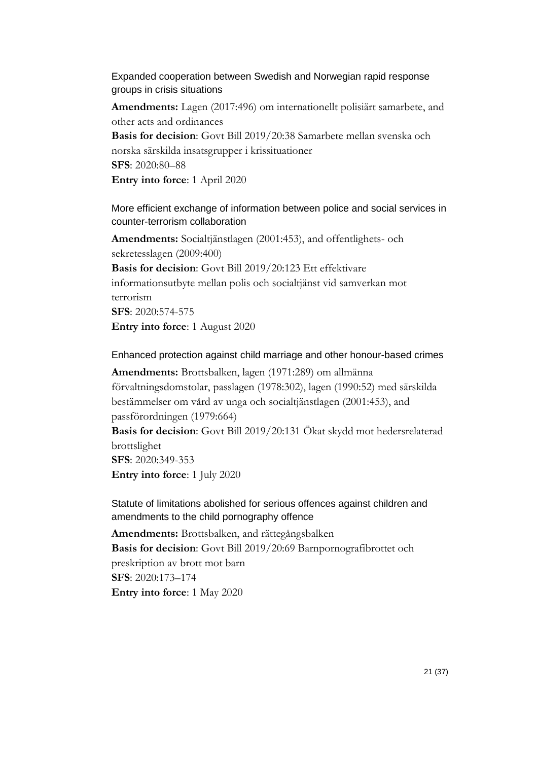### Expanded cooperation between Swedish and Norwegian rapid response groups in crisis situations

**Amendments:** Lagen (2017:496) om internationellt polisiärt samarbete, and other acts and ordinances
**Basis for decision**: Govt Bill 2019/20:38 Samarbete mellan svenska och norska särskilda insatsgrupper i krissituationer
**SFS**: 2020:80–88
**Entry into force**: 1 April 2020

### More efficient exchange of information between police and social services in counter-terrorism collaboration

**Amendments:** Socialtjänstlagen (2001:453), and offentlighets- och sekretesslagen (2009:400)
**Basis for decision**: Govt Bill 2019/20:123 Ett effektivare informationsutbyte mellan polis och socialtjänst vid samverkan mot terrorism
**SFS**: 2020:574-575
**Entry into force**: 1 August 2020

### Enhanced protection against child marriage and other honour-based crimes

**Amendments:** Brottsbalken, lagen (1971:289) om allmänna förvaltningsdomstolar, passlagen (1978:302), lagen (1990:52) med särskilda bestämmelser om vård av unga och socialtjänstlagen (2001:453), and passförordningen (1979:664)
**Basis for decision**: Govt Bill 2019/20:131 Ökat skydd mot hedersrelaterad brottslighet
**SFS**: 2020:349-353
**Entry into force**: 1 July 2020

### Statute of limitations abolished for serious offences against children and amendments to the child pornography offence

**Amendments:** Brottsbalken, and rättegångsbalken
**Basis for decision**: Govt Bill 2019/20:69 Barnpornografibrottet och preskription av brott mot barn
**SFS**: 2020:173–174
**Entry into force**: 1 May 2020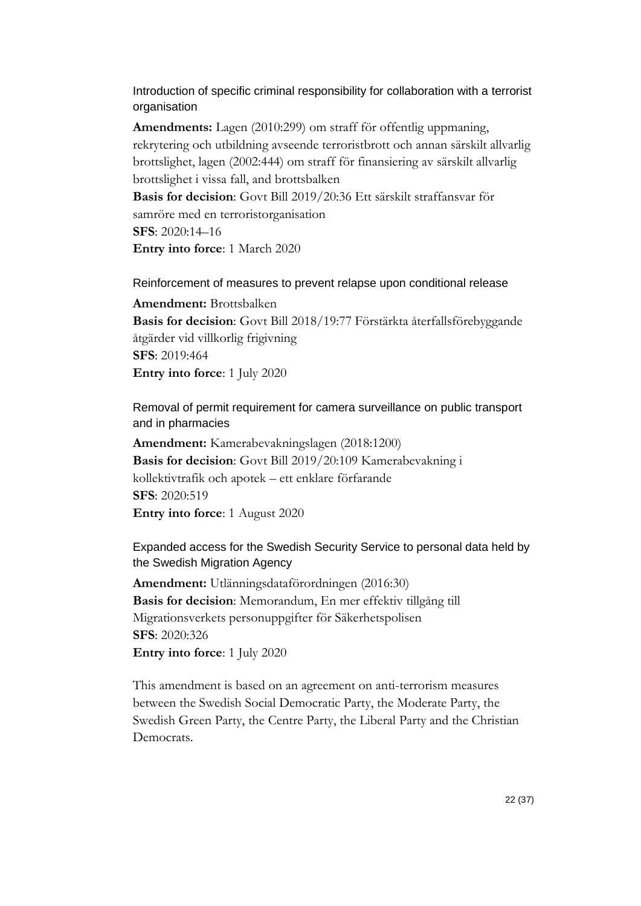### Introduction of specific criminal responsibility for collaboration with a terrorist organisation

**Amendments:** Lagen (2010:299) om straff för offentlig uppmaning, rekrytering och utbildning avseende terroristbrott och annan särskilt allvarlig brottslighet, lagen (2002:444) om straff för finansiering av särskilt allvarlig brottslighet i vissa fall, and brottsbalken
**Basis for decision**: Govt Bill 2019/20:36 Ett särskilt straffansvar för samröre med en terroristorganisation
**SFS**: 2020:14–16
**Entry into force**: 1 March 2020

### Reinforcement of measures to prevent relapse upon conditional release

**Amendment:** Brottsbalken
**Basis for decision**: Govt Bill 2018/19:77 Förstärkta återfallsförebyggande åtgärder vid villkorlig frigivning
**SFS**: 2019:464
**Entry into force**: 1 July 2020

### Removal of permit requirement for camera surveillance on public transport and in pharmacies

**Amendment:** Kamerabevakningslagen (2018:1200)
**Basis for decision**: Govt Bill 2019/20:109 Kamerabevakning i kollektivtrafik och apotek – ett enklare förfarande
**SFS**: 2020:519
**Entry into force**: 1 August 2020

### Expanded access for the Swedish Security Service to personal data held by the Swedish Migration Agency

**Amendment:** Utlänningsdataförordningen (2016:30)
**Basis for decision**: Memorandum, En mer effektiv tillgång till Migrationsverkets personuppgifter för Säkerhetspolisen
**SFS**: 2020:326
**Entry into force**: 1 July 2020

This amendment is based on an agreement on anti-terrorism measures between the Swedish Social Democratic Party, the Moderate Party, the Swedish Green Party, the Centre Party, the Liberal Party and the Christian Democrats.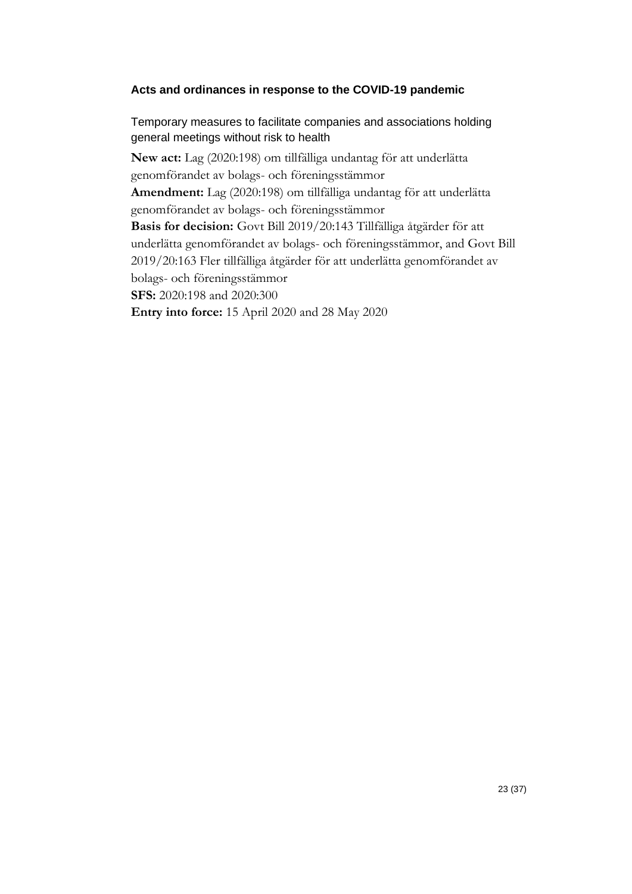## Acts and ordinances in response to the COVID-19 pandemic

### Temporary measures to facilitate companies and associations holding general meetings without risk to health

**New act:** Lag (2020:198) om tillfälliga undantag för att underlätta genomförandet av bolags- och föreningsstämmor
**Amendment:** Lag (2020:198) om tillfälliga undantag för att underlätta genomförandet av bolags- och föreningsstämmor
**Basis for decision:** Govt Bill 2019/20:143 Tillfälliga åtgärder för att underlätta genomförandet av bolags- och föreningsstämmor, and Govt Bill 2019/20:163 Fler tillfälliga åtgärder för att underlätta genomförandet av bolags- och föreningsstämmor
**SFS:** 2020:198 and 2020:300
**Entry into force:** 15 April 2020 and 28 May 2020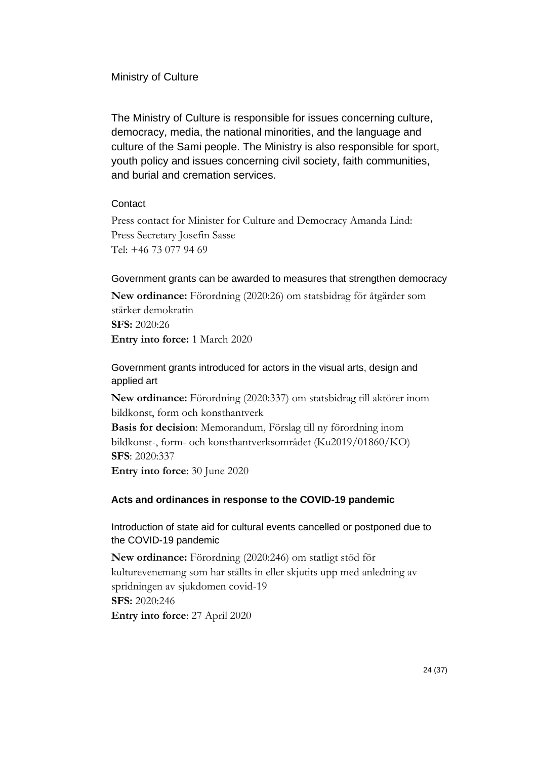## Ministry of Culture

The Ministry of Culture is responsible for issues concerning culture, democracy, media, the national minorities, and the language and culture of the Sami people. The Ministry is also responsible for sport, youth policy and issues concerning civil society, faith communities, and burial and cremation services.

#### Contact

Press contact for Minister for Culture and Democracy Amanda Lind:
Press Secretary Josefin Sasse
Tel: +46 73 077 94 69

### Government grants can be awarded to measures that strengthen democracy

**New ordinance:** Förordning (2020:26) om statsbidrag för åtgärder som stärker demokratin
**SFS:** 2020:26
**Entry into force:** 1 March 2020

### Government grants introduced for actors in the visual arts, design and applied art

**New ordinance:** Förordning (2020:337) om statsbidrag till aktörer inom bildkonst, form och konsthantverk
**Basis for decision**: Memorandum, Förslag till ny förordning inom bildkonst-, form- och konsthantverksområdet (Ku2019/01860/KO)
**SFS**: 2020:337
**Entry into force**: 30 June 2020

### Acts and ordinances in response to the COVID-19 pandemic

### Introduction of state aid for cultural events cancelled or postponed due to the COVID-19 pandemic

**New ordinance:** Förordning (2020:246) om statligt stöd för kulturevenemang som har ställts in eller skjutits upp med anledning av spridningen av sjukdomen covid-19
**SFS:** 2020:246
**Entry into force**: 27 April 2020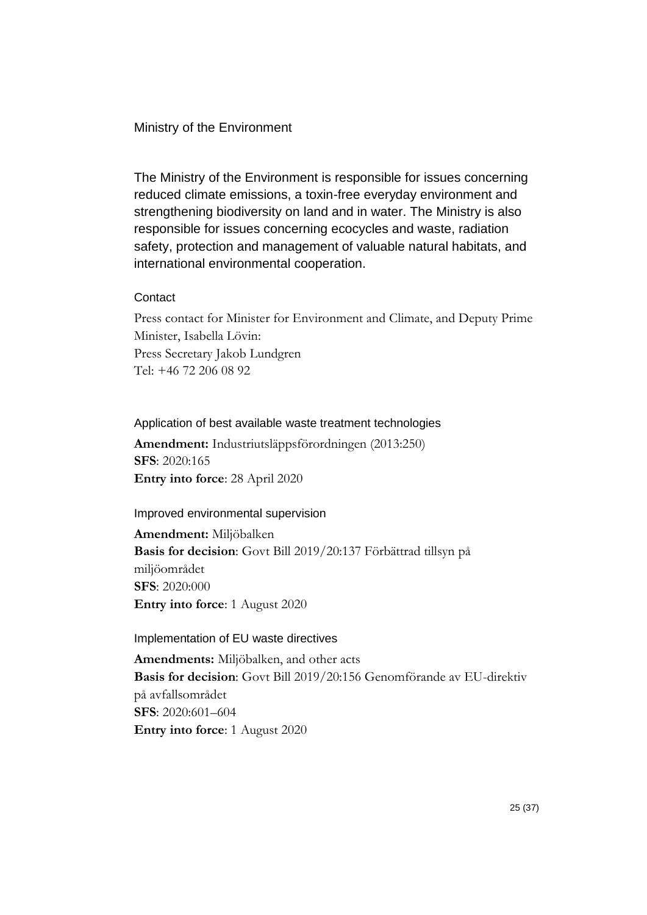## Ministry of the Environment

The Ministry of the Environment is responsible for issues concerning reduced climate emissions, a toxin-free everyday environment and strengthening biodiversity on land and in water. The Ministry is also responsible for issues concerning ecocycles and waste, radiation safety, protection and management of valuable natural habitats, and international environmental cooperation.

#### Contact

Press contact for Minister for Environment and Climate, and Deputy Prime Minister, Isabella Lövin:
Press Secretary Jakob Lundgren
Tel: +46 72 206 08 92

### Application of best available waste treatment technologies

**Amendment:** Industriutsläppsförordningen (2013:250)
**SFS**: 2020:165
**Entry into force**: 28 April 2020

### Improved environmental supervision

**Amendment:** Miljöbalken
**Basis for decision**: Govt Bill 2019/20:137 Förbättrad tillsyn på miljöområdet
**SFS**: 2020:000
**Entry into force**: 1 August 2020

### Implementation of EU waste directives

**Amendments:** Miljöbalken, and other acts
**Basis for decision**: Govt Bill 2019/20:156 Genomförande av EU-direktiv på avfallsområdet
**SFS**: 2020:601–604
**Entry into force**: 1 August 2020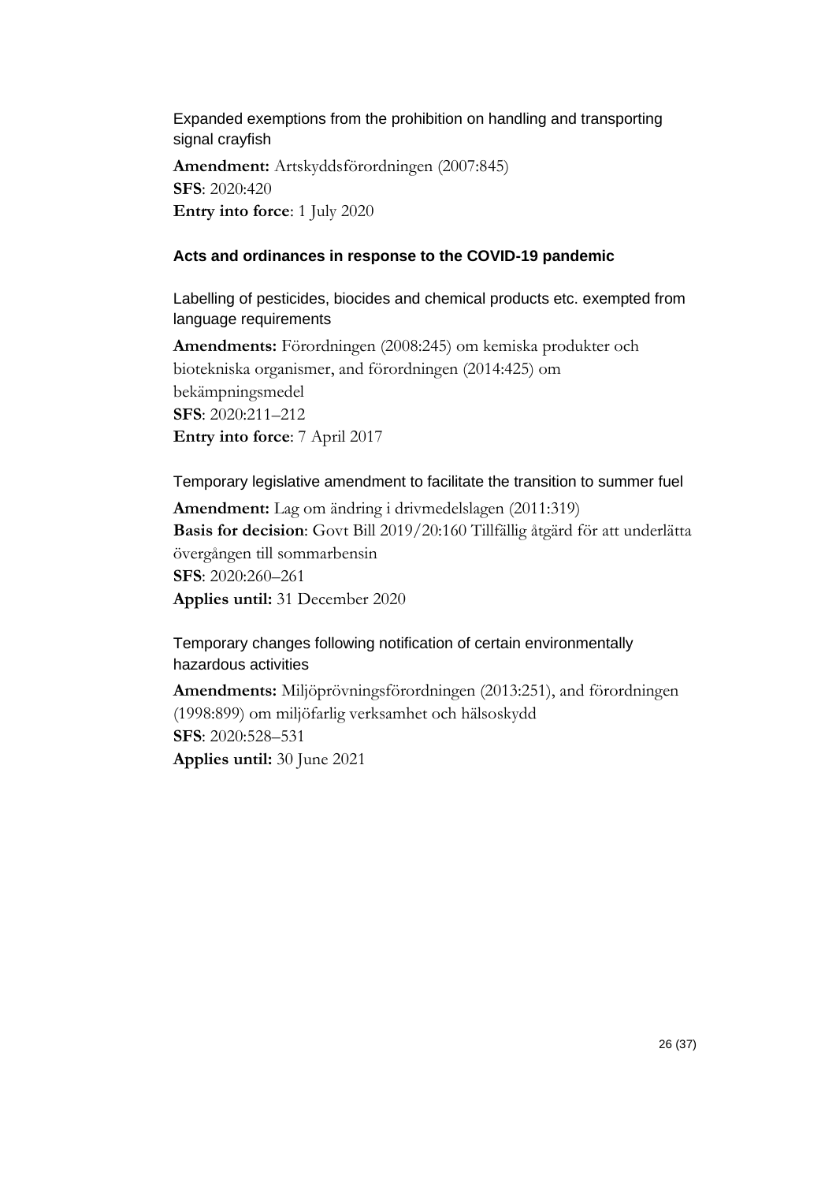Expanded exemptions from the prohibition on handling and transporting signal crayfish

**Amendment:** Artskyddsförordningen (2007:845)
**SFS**: 2020:420
**Entry into force**: 1 July 2020

### Acts and ordinances in response to the COVID-19 pandemic

Labelling of pesticides, biocides and chemical products etc. exempted from language requirements

**Amendments:** Förordningen (2008:245) om kemiska produkter och biotekniska organismer, and förordningen (2014:425) om bekämpningsmedel
**SFS**: 2020:211–212
**Entry into force**: 7 April 2017

Temporary legislative amendment to facilitate the transition to summer fuel

**Amendment:** Lag om ändring i drivmedelslagen (2011:319)
**Basis for decision**: Govt Bill 2019/20:160 Tillfällig åtgärd för att underlätta övergången till sommarbensin
**SFS**: 2020:260–261
**Applies until:** 31 December 2020

Temporary changes following notification of certain environmentally hazardous activities

**Amendments:** Miljöprövningsförordningen (2013:251), and förordningen (1998:899) om miljöfarlig verksamhet och hälsoskydd
**SFS**: 2020:528–531
**Applies until:** 30 June 2021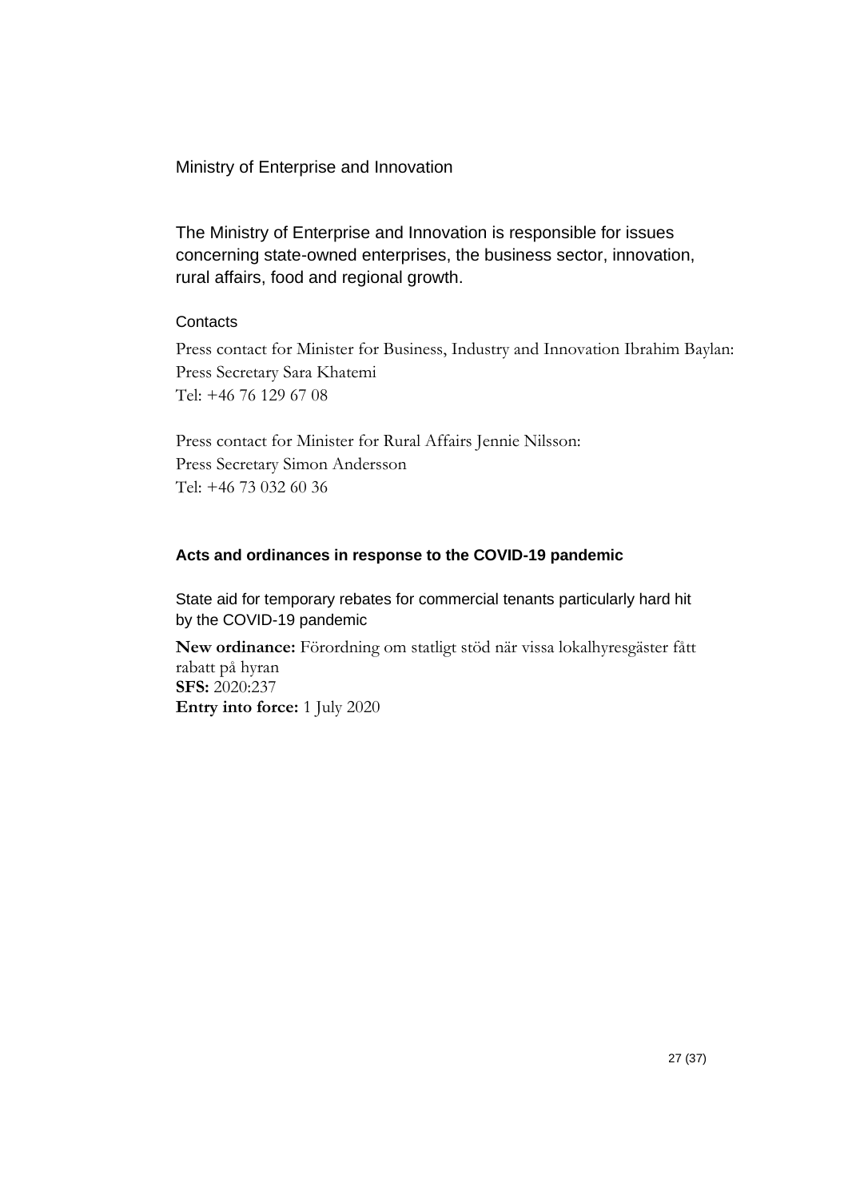# Ministry of Enterprise and Innovation

The Ministry of Enterprise and Innovation is responsible for issues concerning state-owned enterprises, the business sector, innovation, rural affairs, food and regional growth.

### Contacts

Press contact for Minister for Business, Industry and Innovation Ibrahim Baylan:
Press Secretary Sara Khatemi
Tel: +46 76 129 67 08

Press contact for Minister for Rural Affairs Jennie Nilsson:
Press Secretary Simon Andersson
Tel: +46 73 032 60 36

## Acts and ordinances in response to the COVID-19 pandemic

### State aid for temporary rebates for commercial tenants particularly hard hit by the COVID-19 pandemic

**New ordinance:** Förordning om statligt stöd när vissa lokalhyresgäster fått rabatt på hyran
**SFS:** 2020:237
**Entry into force:** 1 July 2020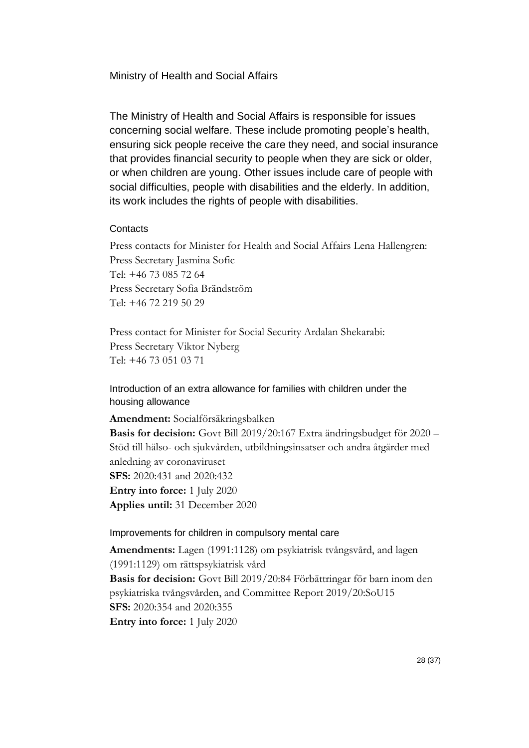## Ministry of Health and Social Affairs

The Ministry of Health and Social Affairs is responsible for issues concerning social welfare. These include promoting people's health, ensuring sick people receive the care they need, and social insurance that provides financial security to people when they are sick or older, or when children are young. Other issues include care of people with social difficulties, people with disabilities and the elderly. In addition, its work includes the rights of people with disabilities.

#### Contacts

Press contacts for Minister for Health and Social Affairs Lena Hallengren:
Press Secretary Jasmina Sofic
Tel: +46 73 085 72 64
Press Secretary Sofia Brändström
Tel: +46 72 219 50 29

Press contact for Minister for Social Security Ardalan Shekarabi:
Press Secretary Viktor Nyberg
Tel: +46 73 051 03 71

### Introduction of an extra allowance for families with children under the housing allowance

**Amendment:** Socialförsäkringsbalken
**Basis for decision:** Govt Bill 2019/20:167 Extra ändringsbudget för 2020 – Stöd till hälso- och sjukvården, utbildningsinsatser och andra åtgärder med anledning av coronaviruset
**SFS:** 2020:431 and 2020:432
**Entry into force:** 1 July 2020
**Applies until:** 31 December 2020

### Improvements for children in compulsory mental care

**Amendments:** Lagen (1991:1128) om psykiatrisk tvångsvård, and lagen (1991:1129) om rättspsykiatrisk vård
**Basis for decision:** Govt Bill 2019/20:84 Förbättringar för barn inom den psykiatriska tvångsvården, and Committee Report 2019/20:SoU15
**SFS:** 2020:354 and 2020:355
**Entry into force:** 1 July 2020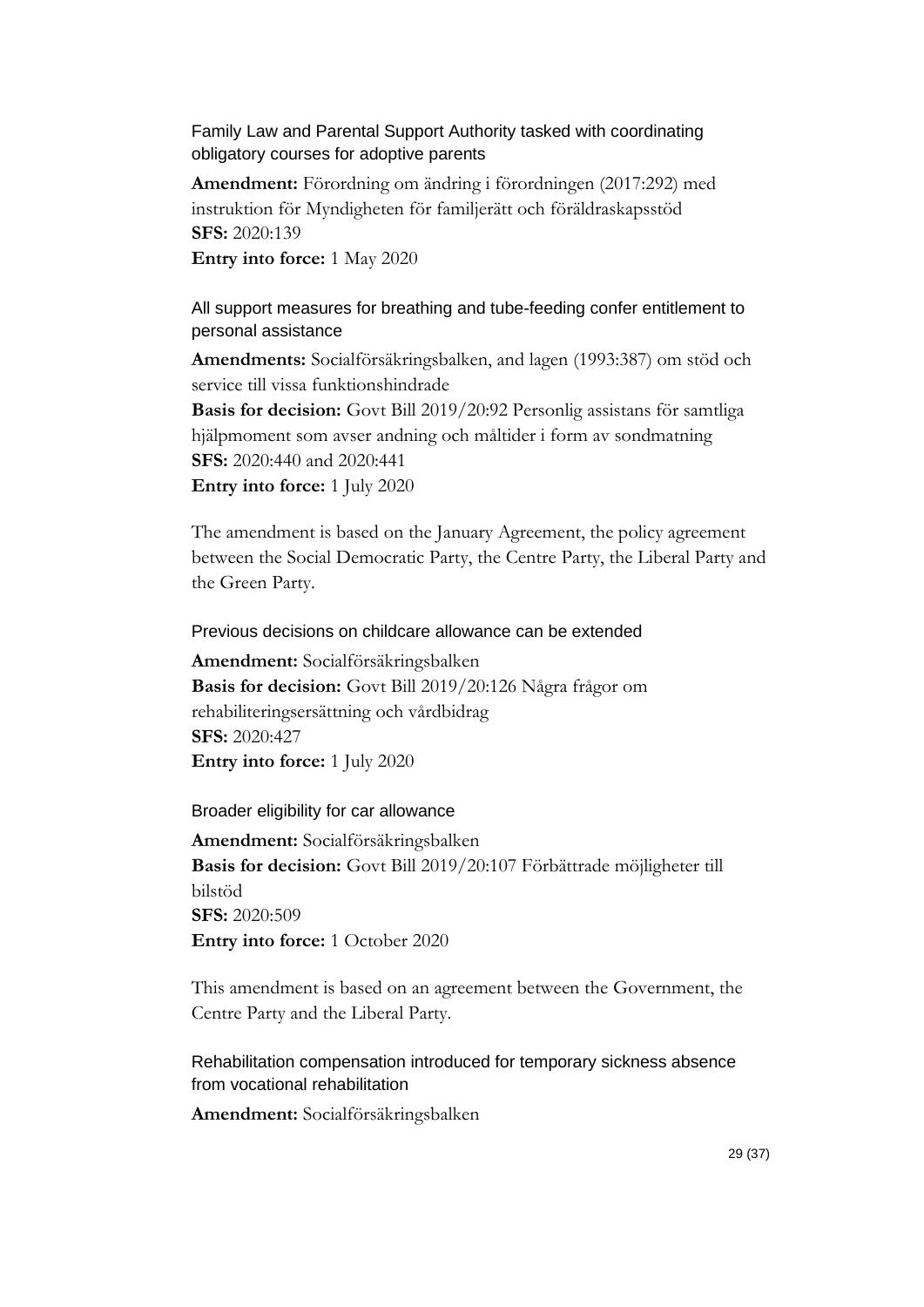### Family Law and Parental Support Authority tasked with coordinating obligatory courses for adoptive parents

**Amendment:** Förordning om ändring i förordningen (2017:292) med instruktion för Myndigheten för familjerätt och föräldraskapsstöd
**SFS:** 2020:139
**Entry into force:** 1 May 2020

### All support measures for breathing and tube-feeding confer entitlement to personal assistance

**Amendments:** Socialförsäkringsbalken, and lagen (1993:387) om stöd och service till vissa funktionshindrade
**Basis for decision:** Govt Bill 2019/20:92 Personlig assistans för samtliga hjälpmoment som avser andning och måltider i form av sondmatning
**SFS:** 2020:440 and 2020:441
**Entry into force:** 1 July 2020

The amendment is based on the January Agreement, the policy agreement between the Social Democratic Party, the Centre Party, the Liberal Party and the Green Party.

### Previous decisions on childcare allowance can be extended

**Amendment:** Socialförsäkringsbalken
**Basis for decision:** Govt Bill 2019/20:126 Några frågor om rehabiliteringsersättning och vårdbidrag
**SFS:** 2020:427
**Entry into force:** 1 July 2020

### Broader eligibility for car allowance

**Amendment:** Socialförsäkringsbalken
**Basis for decision:** Govt Bill 2019/20:107 Förbättrade möjligheter till bilstöd
**SFS:** 2020:509
**Entry into force:** 1 October 2020

This amendment is based on an agreement between the Government, the Centre Party and the Liberal Party.

### Rehabilitation compensation introduced for temporary sickness absence from vocational rehabilitation

**Amendment:** Socialförsäkringsbalken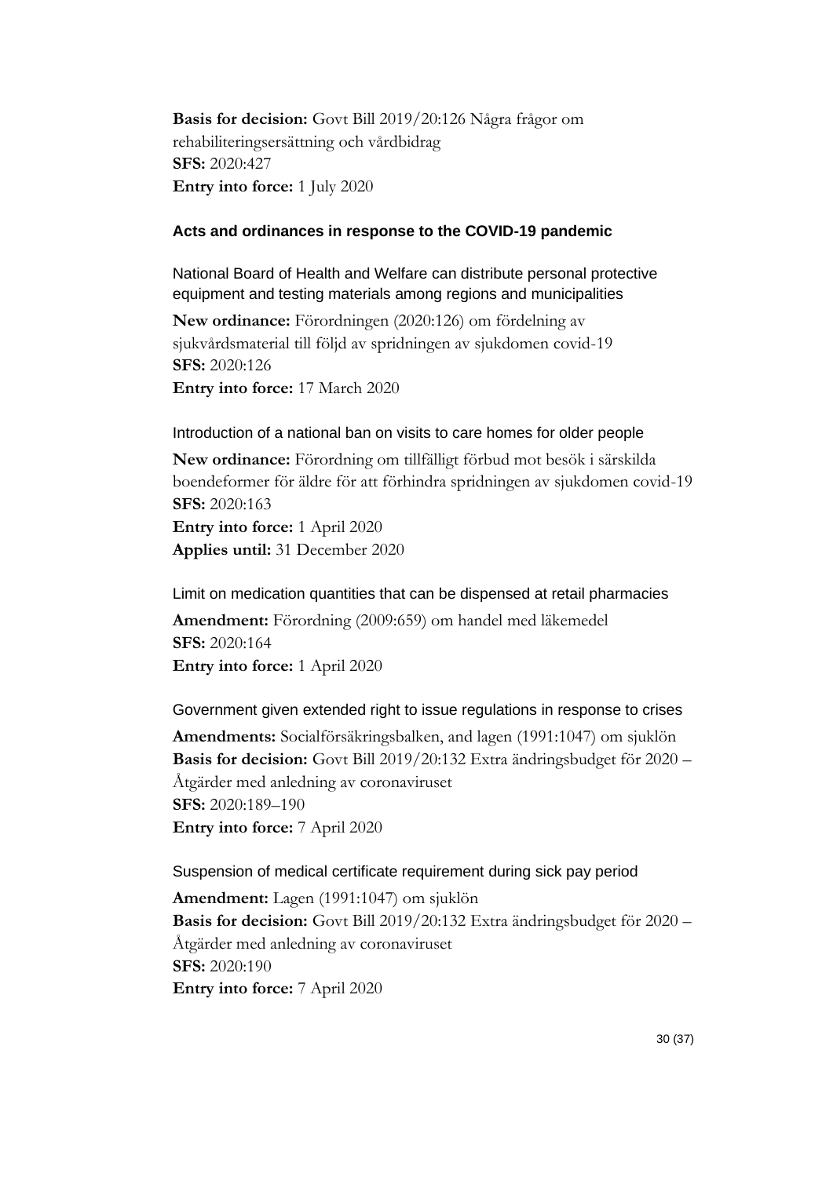**Basis for decision:** Govt Bill 2019/20:126 Några frågor om rehabiliteringsersättning och vårdbidrag
**SFS:** 2020:427
**Entry into force:** 1 July 2020

### Acts and ordinances in response to the COVID-19 pandemic

#### National Board of Health and Welfare can distribute personal protective equipment and testing materials among regions and municipalities

**New ordinance:** Förordningen (2020:126) om fördelning av sjukvårdsmaterial till följd av spridningen av sjukdomen covid-19
**SFS:** 2020:126
**Entry into force:** 17 March 2020

#### Introduction of a national ban on visits to care homes for older people

**New ordinance:** Förordning om tillfälligt förbud mot besök i särskilda boendeformer för äldre för att förhindra spridningen av sjukdomen covid-19
**SFS:** 2020:163
**Entry into force:** 1 April 2020
**Applies until:** 31 December 2020

#### Limit on medication quantities that can be dispensed at retail pharmacies

**Amendment:** Förordning (2009:659) om handel med läkemedel
**SFS:** 2020:164
**Entry into force:** 1 April 2020

#### Government given extended right to issue regulations in response to crises

**Amendments:** Socialförsäkringsbalken, and lagen (1991:1047) om sjuklön
**Basis for decision:** Govt Bill 2019/20:132 Extra ändringsbudget för 2020 – Åtgärder med anledning av coronaviruset
**SFS:** 2020:189–190
**Entry into force:** 7 April 2020

#### Suspension of medical certificate requirement during sick pay period

**Amendment:** Lagen (1991:1047) om sjuklön
**Basis for decision:** Govt Bill 2019/20:132 Extra ändringsbudget för 2020 – Åtgärder med anledning av coronaviruset
**SFS:** 2020:190
**Entry into force:** 7 April 2020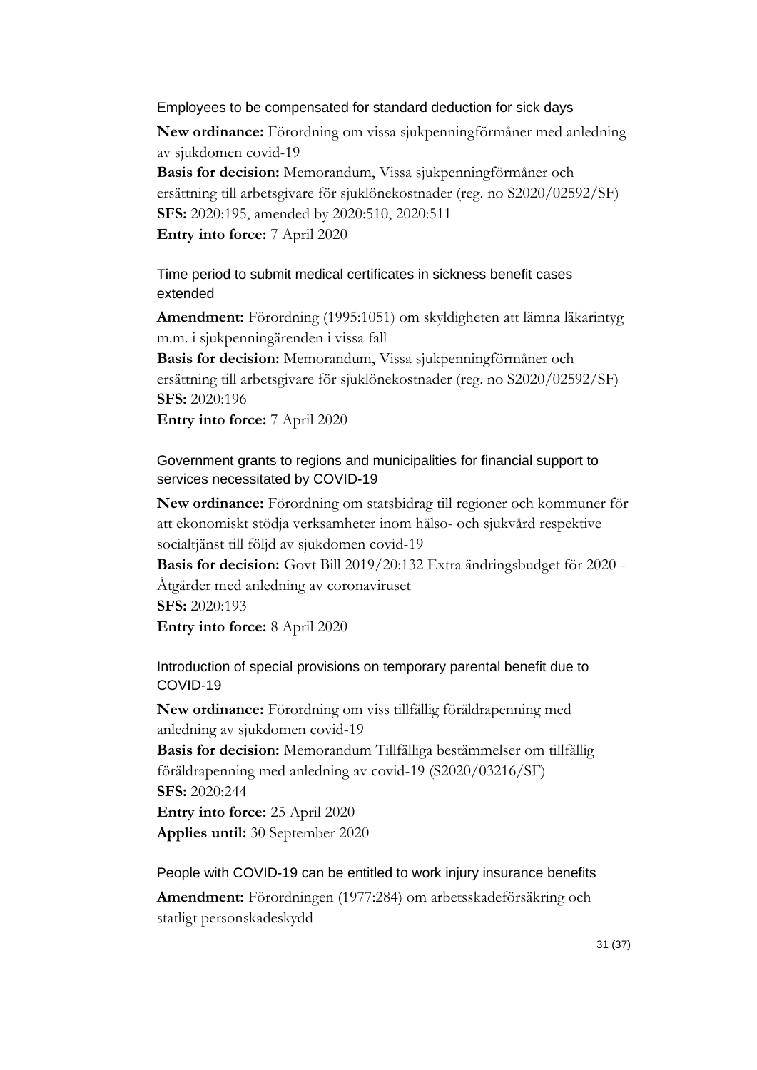### Employees to be compensated for standard deduction for sick days

**New ordinance:** Förordning om vissa sjukpenningförmåner med anledning av sjukdomen covid-19
**Basis for decision:** Memorandum, Vissa sjukpenningförmåner och ersättning till arbetsgivare för sjuklönekostnader (reg. no S2020/02592/SF)
**SFS:** 2020:195, amended by 2020:510, 2020:511
**Entry into force:** 7 April 2020

### Time period to submit medical certificates in sickness benefit cases extended

**Amendment:** Förordning (1995:1051) om skyldigheten att lämna läkarintyg m.m. i sjukpenningärenden i vissa fall
**Basis for decision:** Memorandum, Vissa sjukpenningförmåner och ersättning till arbetsgivare för sjuklönekostnader (reg. no S2020/02592/SF)
**SFS:** 2020:196
**Entry into force:** 7 April 2020

### Government grants to regions and municipalities for financial support to services necessitated by COVID-19

**New ordinance:** Förordning om statsbidrag till regioner och kommuner för att ekonomiskt stödja verksamheter inom hälso- och sjukvård respektive socialtjänst till följd av sjukdomen covid-19
**Basis for decision:** Govt Bill 2019/20:132 Extra ändringsbudget för 2020 - Åtgärder med anledning av coronaviruset
**SFS:** 2020:193
**Entry into force:** 8 April 2020

### Introduction of special provisions on temporary parental benefit due to COVID-19

**New ordinance:** Förordning om viss tillfällig föräldrapenning med anledning av sjukdomen covid-19
**Basis for decision:** Memorandum Tillfälliga bestämmelser om tillfällig föräldrapenning med anledning av covid-19 (S2020/03216/SF)
**SFS:** 2020:244
**Entry into force:** 25 April 2020
**Applies until:** 30 September 2020

### People with COVID-19 can be entitled to work injury insurance benefits

**Amendment:** Förordningen (1977:284) om arbetsskadeförsäkring och statligt personskadeskydd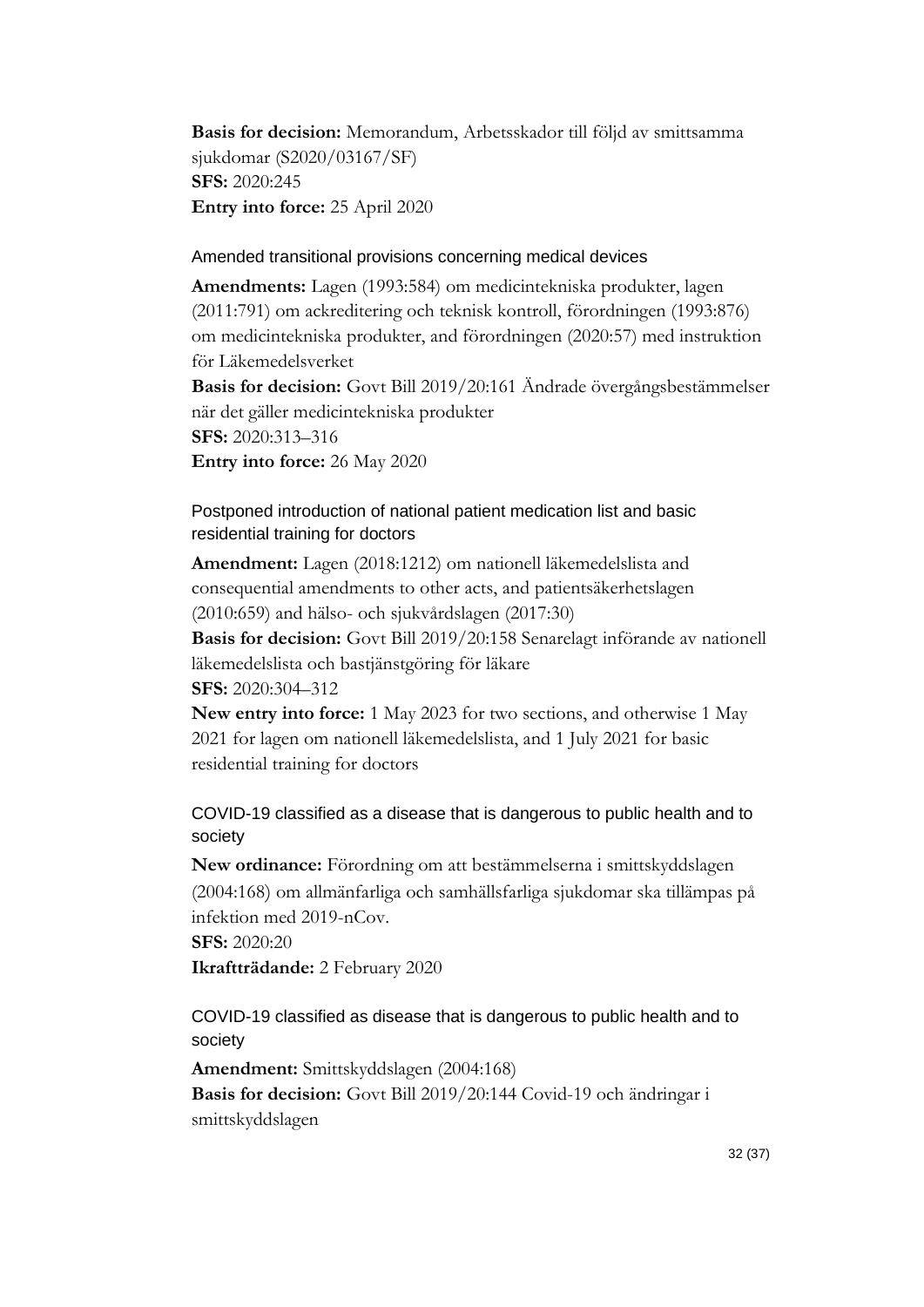**Basis for decision:** Memorandum, Arbetsskador till följd av smittsamma sjukdomar (S2020/03167/SF)
**SFS:** 2020:245
**Entry into force:** 25 April 2020

### Amended transitional provisions concerning medical devices

**Amendments:** Lagen (1993:584) om medicintekniska produkter, lagen (2011:791) om ackreditering och teknisk kontroll, förordningen (1993:876) om medicintekniska produkter, and förordningen (2020:57) med instruktion för Läkemedelsverket
**Basis for decision:** Govt Bill 2019/20:161 Ändrade övergångsbestämmelser när det gäller medicintekniska produkter
**SFS:** 2020:313–316
**Entry into force:** 26 May 2020

### Postponed introduction of national patient medication list and basic residential training for doctors

**Amendment:** Lagen (2018:1212) om nationell läkemedelslista and consequential amendments to other acts, and patientsäkerhetslagen (2010:659) and hälso- och sjukvårdslagen (2017:30)
**Basis for decision:** Govt Bill 2019/20:158 Senarelagt införande av nationell läkemedelslista och bastjänstgöring för läkare
**SFS:** 2020:304–312
**New entry into force:** 1 May 2023 for two sections, and otherwise 1 May 2021 for lagen om nationell läkemedelslista, and 1 July 2021 for basic residential training for doctors

### COVID-19 classified as a disease that is dangerous to public health and to society

**New ordinance:** Förordning om att bestämmelserna i smittskyddslagen (2004:168) om allmänfarliga och samhällsfarliga sjukdomar ska tillämpas på infektion med 2019-nCov.
**SFS:** 2020:20
**Ikraftträdande:** 2 February 2020

### COVID-19 classified as disease that is dangerous to public health and to society

**Amendment:** Smittskyddslagen (2004:168)
**Basis for decision:** Govt Bill 2019/20:144 Covid-19 och ändringar i smittskyddslagen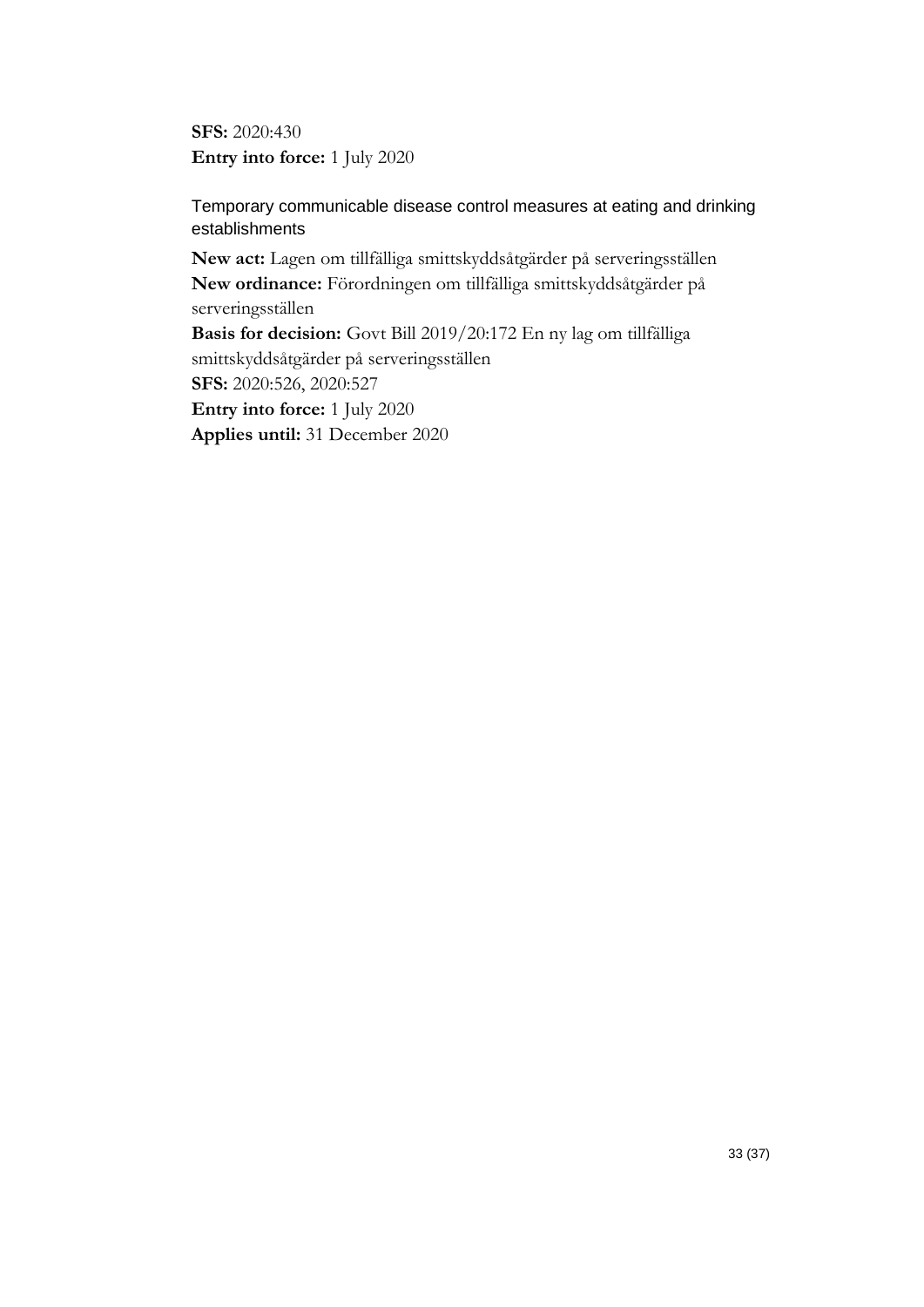**SFS:** 2020:430
**Entry into force:** 1 July 2020

### Temporary communicable disease control measures at eating and drinking establishments

**New act:** Lagen om tillfälliga smittskyddsåtgärder på serveringsställen
**New ordinance:** Förordningen om tillfälliga smittskyddsåtgärder på serveringsställen
**Basis for decision:** Govt Bill 2019/20:172 En ny lag om tillfälliga smittskyddsåtgärder på serveringsställen
**SFS:** 2020:526, 2020:527
**Entry into force:** 1 July 2020
**Applies until:** 31 December 2020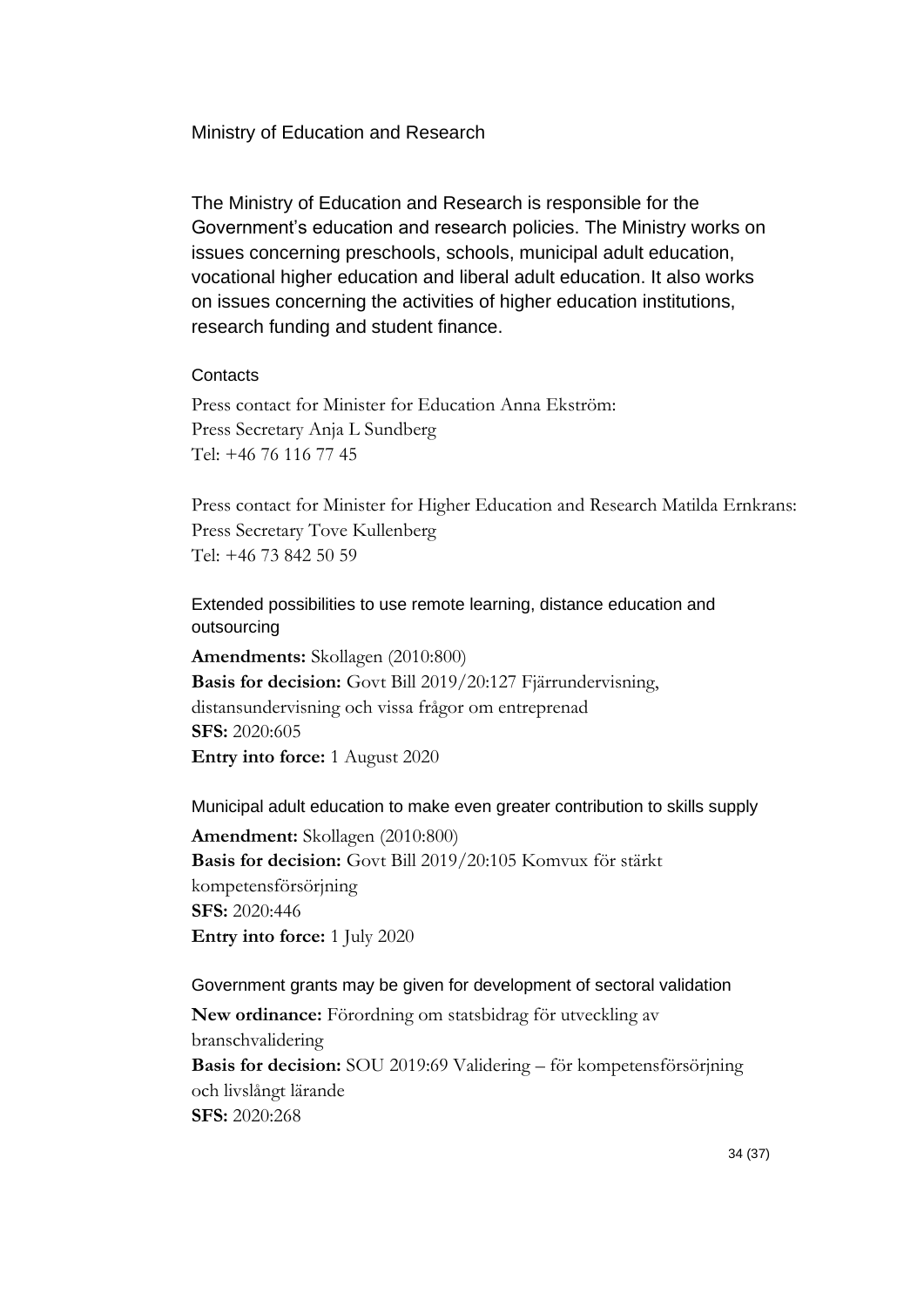## Ministry of Education and Research

The Ministry of Education and Research is responsible for the Government's education and research policies. The Ministry works on issues concerning preschools, schools, municipal adult education, vocational higher education and liberal adult education. It also works on issues concerning the activities of higher education institutions, research funding and student finance.

#### Contacts

Press contact for Minister for Education Anna Ekström:
Press Secretary Anja L Sundberg
Tel: +46 76 116 77 45

Press contact for Minister for Higher Education and Research Matilda Ernkrans:
Press Secretary Tove Kullenberg
Tel: +46 73 842 50 59

### Extended possibilities to use remote learning, distance education and outsourcing

**Amendments:** Skollagen (2010:800)
**Basis for decision:** Govt Bill 2019/20:127 Fjärrundervisning, distansundervisning och vissa frågor om entreprenad
**SFS:** 2020:605
**Entry into force:** 1 August 2020

### Municipal adult education to make even greater contribution to skills supply

**Amendment:** Skollagen (2010:800)
**Basis for decision:** Govt Bill 2019/20:105 Komvux för stärkt kompetensförsörjning
**SFS:** 2020:446
**Entry into force:** 1 July 2020

### Government grants may be given for development of sectoral validation

**New ordinance:** Förordning om statsbidrag för utveckling av branschvalidering
**Basis for decision:** SOU 2019:69 Validering – för kompetensförsörjning och livslångt lärande
**SFS:** 2020:268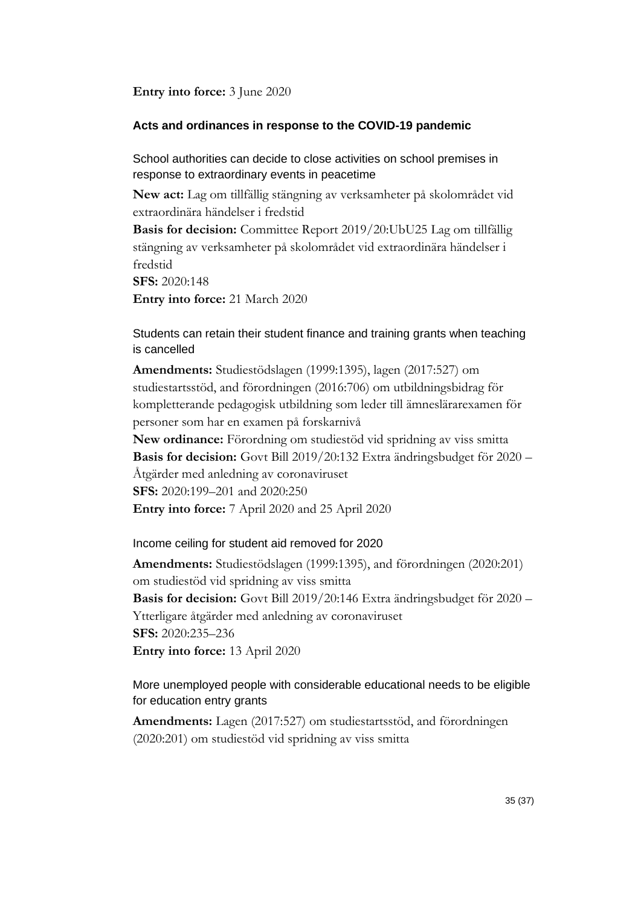**Entry into force:** 3 June 2020

## Acts and ordinances in response to the COVID-19 pandemic

### School authorities can decide to close activities on school premises in response to extraordinary events in peacetime

**New act:** Lag om tillfällig stängning av verksamheter på skolområdet vid extraordinära händelser i fredstid
**Basis for decision:** Committee Report 2019/20:UbU25 Lag om tillfällig stängning av verksamheter på skolområdet vid extraordinära händelser i fredstid
**SFS:** 2020:148
**Entry into force:** 21 March 2020

### Students can retain their student finance and training grants when teaching is cancelled

**Amendments:** Studiestödslagen (1999:1395), lagen (2017:527) om studiestartsstöd, and förordningen (2016:706) om utbildningsbidrag för kompletterande pedagogisk utbildning som leder till ämneslärarexamen för personer som har en examen på forskarnivå
**New ordinance:** Förordning om studiestöd vid spridning av viss smitta
**Basis for decision:** Govt Bill 2019/20:132 Extra ändringsbudget för 2020 – Åtgärder med anledning av coronaviruset
**SFS:** 2020:199–201 and 2020:250
**Entry into force:** 7 April 2020 and 25 April 2020

### Income ceiling for student aid removed for 2020

**Amendments:** Studiestödslagen (1999:1395), and förordningen (2020:201) om studiestöd vid spridning av viss smitta
**Basis for decision:** Govt Bill 2019/20:146 Extra ändringsbudget för 2020 – Ytterligare åtgärder med anledning av coronaviruset
**SFS:** 2020:235–236
**Entry into force:** 13 April 2020

### More unemployed people with considerable educational needs to be eligible for education entry grants

**Amendments:** Lagen (2017:527) om studiestartsstöd, and förordningen (2020:201) om studiestöd vid spridning av viss smitta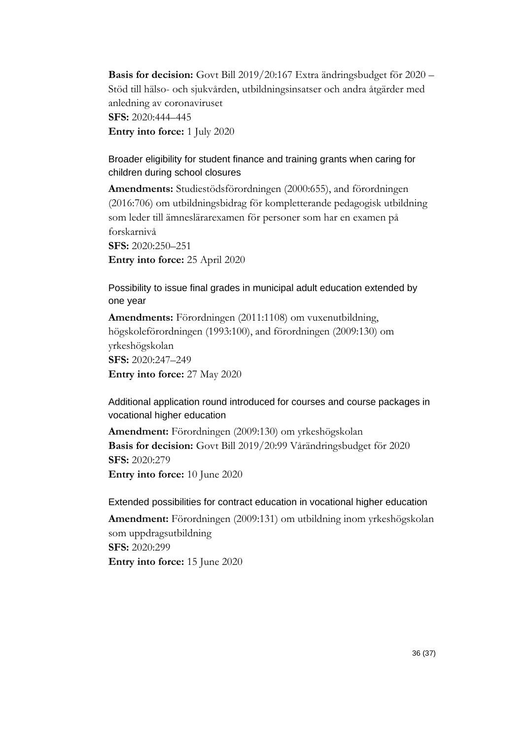**Basis for decision:** Govt Bill 2019/20:167 Extra ändringsbudget för 2020 – Stöd till hälso- och sjukvården, utbildningsinsatser och andra åtgärder med anledning av coronaviruset
**SFS:** 2020:444–445
**Entry into force:** 1 July 2020

### Broader eligibility for student finance and training grants when caring for children during school closures

**Amendments:** Studiestödsförordningen (2000:655), and förordningen (2016:706) om utbildningsbidrag för kompletterande pedagogisk utbildning som leder till ämneslärarexamen för personer som har en examen på forskarnivå
**SFS:** 2020:250–251
**Entry into force:** 25 April 2020

### Possibility to issue final grades in municipal adult education extended by one year

**Amendments:** Förordningen (2011:1108) om vuxenutbildning, högskoleförordningen (1993:100), and förordningen (2009:130) om yrkeshögskolan
**SFS:** 2020:247–249
**Entry into force:** 27 May 2020

### Additional application round introduced for courses and course packages in vocational higher education

**Amendment:** Förordningen (2009:130) om yrkeshögskolan
**Basis for decision:** Govt Bill 2019/20:99 Vårändringsbudget för 2020
**SFS:** 2020:279
**Entry into force:** 10 June 2020

### Extended possibilities for contract education in vocational higher education

**Amendment:** Förordningen (2009:131) om utbildning inom yrkeshögskolan som uppdragsutbildning
**SFS:** 2020:299
**Entry into force:** 15 June 2020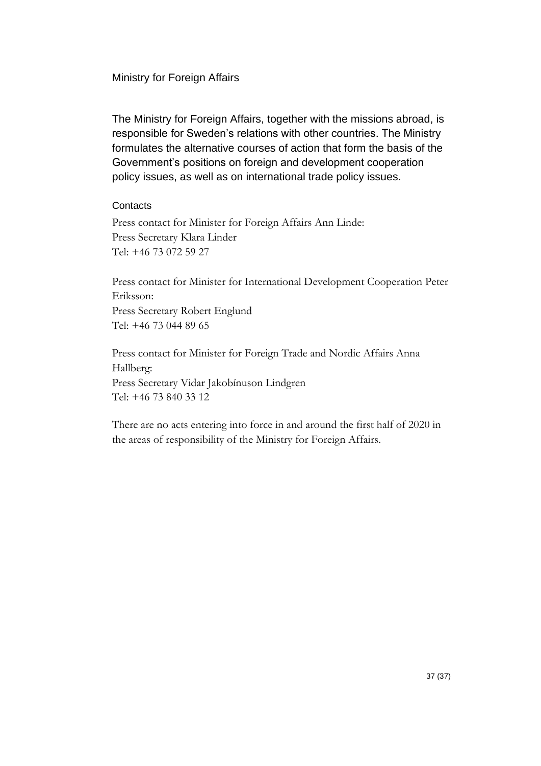## Ministry for Foreign Affairs

The Ministry for Foreign Affairs, together with the missions abroad, is responsible for Sweden's relations with other countries. The Ministry formulates the alternative courses of action that form the basis of the Government's positions on foreign and development cooperation policy issues, as well as on international trade policy issues.

### Contacts

Press contact for Minister for Foreign Affairs Ann Linde:
Press Secretary Klara Linder
Tel: +46 73 072 59 27

Press contact for Minister for International Development Cooperation Peter Eriksson:
Press Secretary Robert Englund
Tel: +46 73 044 89 65

Press contact for Minister for Foreign Trade and Nordic Affairs Anna Hallberg:
Press Secretary Vidar Jakobínuson Lindgren
Tel: +46 73 840 33 12

There are no acts entering into force in and around the first half of 2020 in the areas of responsibility of the Ministry for Foreign Affairs.